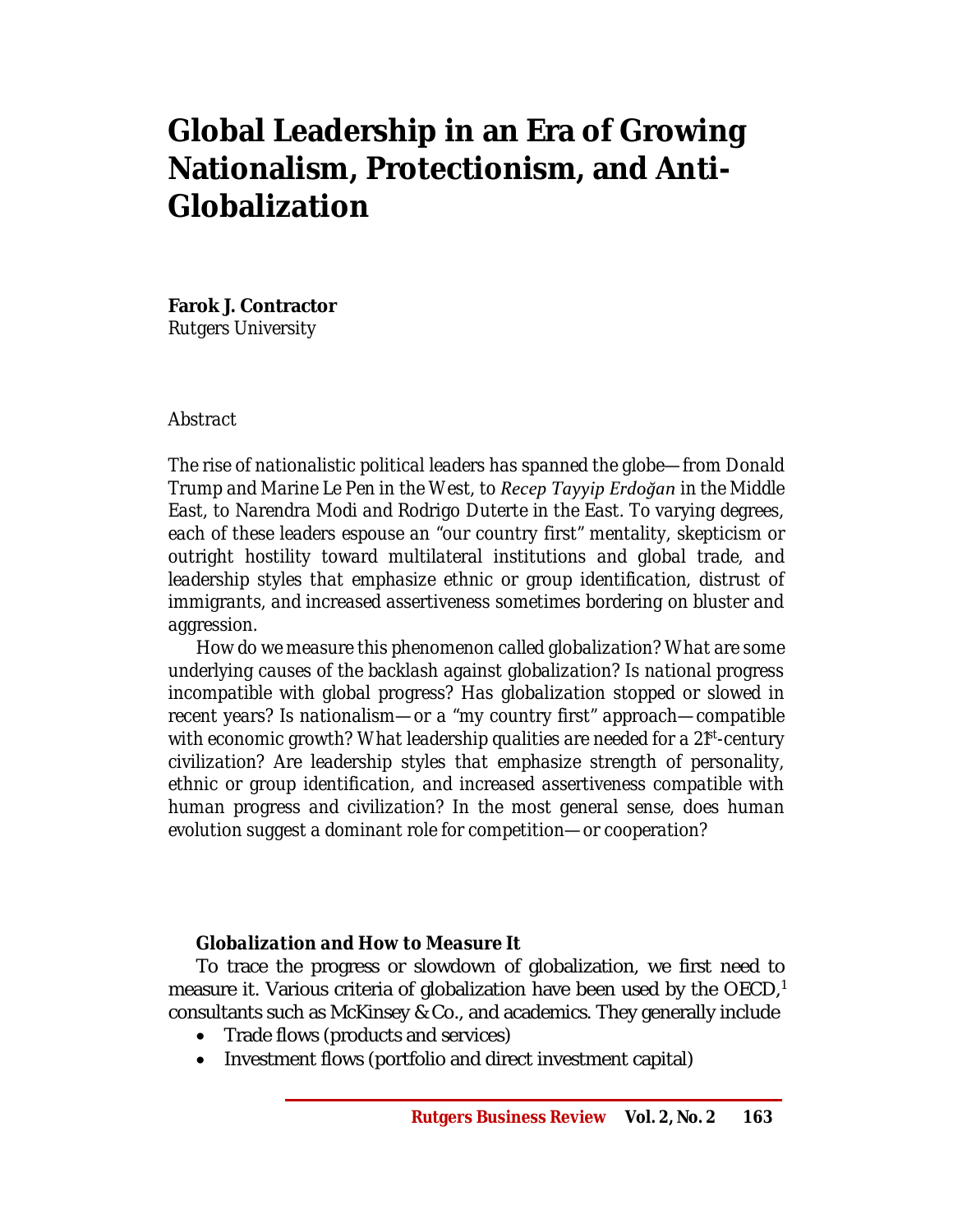# Global Leadership in an Era of Growing Nationalism, Protectionism, and Anti-Globalization

**Farok J. Contractor**
Rutgers University

*Abstract*

*The rise of nationalistic political leaders has spanned the globe—from Donald Trump and Marine Le Pen in the West, to Recep Tayyip Erdoğan in the Middle East, to Narendra Modi and Rodrigo Duterte in the East. To varying degrees, each of these leaders espouse an "our country first" mentality, skepticism or outright hostility toward multilateral institutions and global trade, and leadership styles that emphasize ethnic or group identification, distrust of immigrants, and increased assertiveness sometimes bordering on bluster and aggression.*

*How do we measure this phenomenon called globalization? What are some underlying causes of the backlash against globalization? Is national progress incompatible with global progress? Has globalization stopped or slowed in recent years? Is nationalism—or a "my country first" approach—compatible with economic growth? What leadership qualities are needed for a 21st-century civilization? Are leadership styles that emphasize strength of personality, ethnic or group identification, and increased assertiveness compatible with human progress and civilization? In the most general sense, does human evolution suggest a dominant role for competition—or cooperation?*

### *Globalization and How to Measure It*

To trace the progress or slowdown of globalization, we first need to measure it. Various criteria of globalization have been used by the OECD,[1] consultants such as McKinsey & Co., and academics. They generally include

- Trade flows (products and services)
- Investment flows (portfolio and direct investment capital)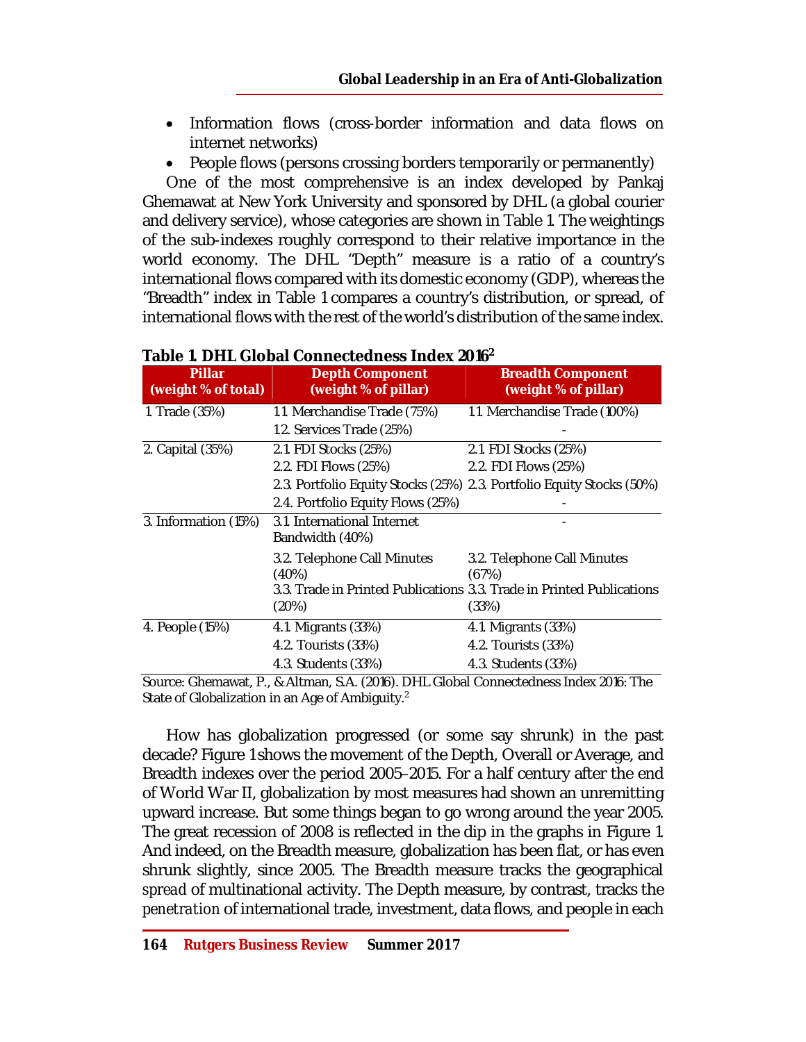- Information flows (cross-border information and data flows on internet networks)
- People flows (persons crossing borders temporarily or permanently)

One of the most comprehensive is an index developed by Pankaj Ghemawat at New York University and sponsored by DHL (a global courier and delivery service), whose categories are shown in Table 1. The weightings of the sub-indexes roughly correspond to their relative importance in the world economy. The DHL "Depth" measure is a ratio of a country's international flows compared with its domestic economy (GDP), whereas the "Breadth" index in Table 1 compares a country's distribution, or spread, of international flows with the rest of the world's distribution of the same index.

**Table 1. DHL Global Connectedness Index 2016**[2]

| Pillar (weight % of total) | Depth Component (weight % of pillar) | Breadth Component (weight % of pillar) |
|---|---|---|
| 1. Trade (35%) | 1.1. Merchandise Trade (75%) | 1.1. Merchandise Trade (100%) |
| | 1.2. Services Trade (25%) | - |
| 2. Capital (35%) | 2.1. FDI Stocks (25%) | 2.1. FDI Stocks (25%) |
| | 2.2. FDI Flows (25%) | 2.2. FDI Flows (25%) |
| | 2.3. Portfolio Equity Stocks (25%) | 2.3. Portfolio Equity Stocks (50%) |
| | 2.4. Portfolio Equity Flows (25%) | - |
| 3. Information (15%) | 3.1. International Internet Bandwidth (40%) | - |
| | 3.2. Telephone Call Minutes (40%) | 3.2. Telephone Call Minutes (67%) |
| | 3.3. Trade in Printed Publications (20%) | 3.3. Trade in Printed Publications (33%) |
| 4. People (15%) | 4.1. Migrants (33%) | 4.1. Migrants (33%) |
| | 4.2. Tourists (33%) | 4.2. Tourists (33%) |
| | 4.3. Students (33%) | 4.3. Students (33%) |

Source: Ghemawat, P., & Altman, S.A. (2016). DHL Global Connectedness Index 2016: The State of Globalization in an Age of Ambiguity.[2]

How has globalization progressed (or some say shrunk) in the past decade? Figure 1 shows the movement of the Depth, Overall or Average, and Breadth indexes over the period 2005–2015. For a half century after the end of World War II, globalization by most measures had shown an unremitting upward increase. But some things began to go wrong around the year 2005. The great recession of 2008 is reflected in the dip in the graphs in Figure 1. And indeed, on the Breadth measure, globalization has been flat, or has even shrunk slightly, since 2005. The Breadth measure tracks the geographical *spread* of multinational activity. The Depth measure, by contrast, tracks the *penetration* of international trade, investment, data flows, and people in each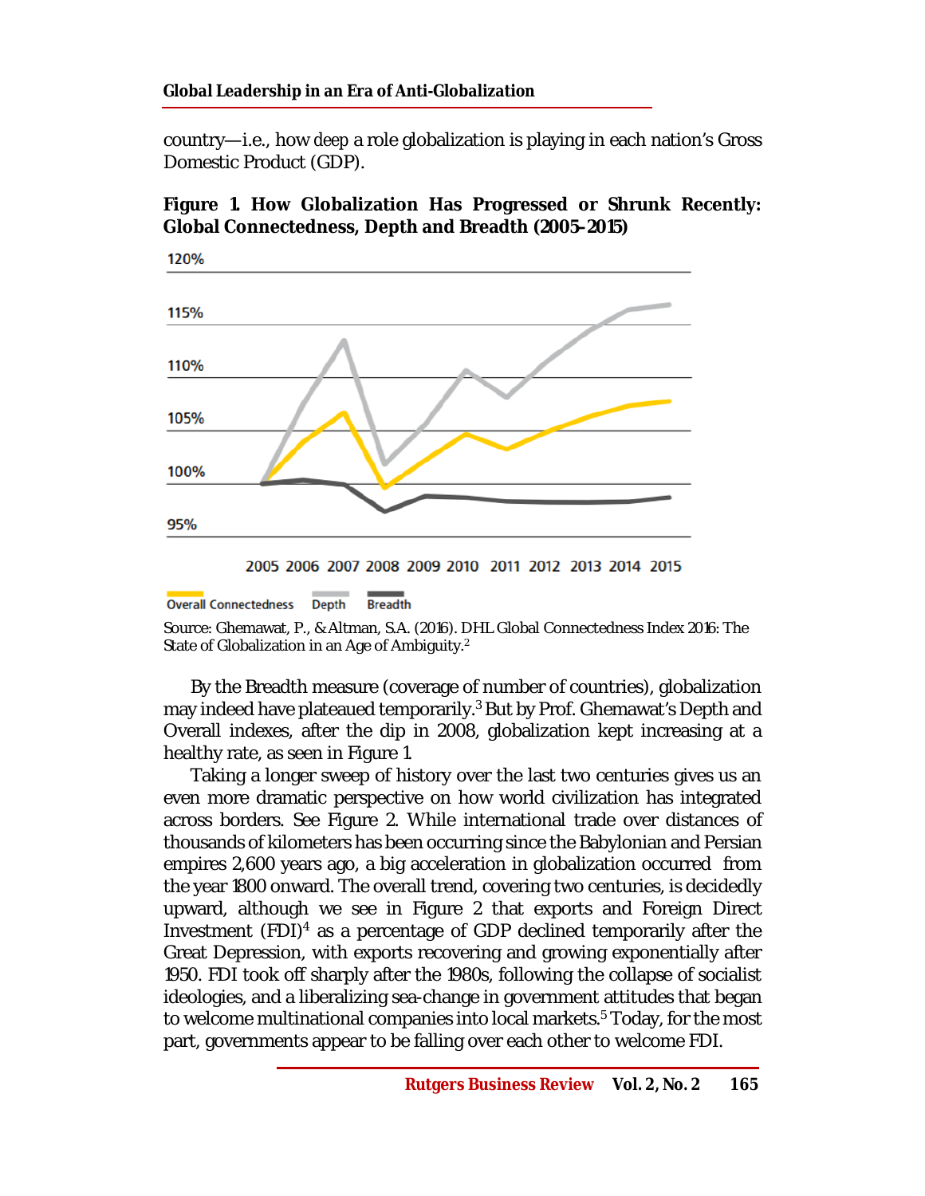country—i.e., how deep a role globalization is playing in each nation's Gross Domestic Product (GDP).

**Figure 1. How Globalization Has Progressed or Shrunk Recently: Global Connectedness, Depth and Breadth (2005–2015)**

Source: Ghemawat, P., & Altman, S.A. (2016). DHL Global Connectedness Index 2016: The State of Globalization in an Age of Ambiguity.[2]

By the Breadth measure (coverage of number of countries), globalization may indeed have plateaued temporarily.[3] But by Prof. Ghemawat's Depth and Overall indexes, after the dip in 2008, globalization kept increasing at a healthy rate, as seen in Figure 1.

Taking a longer sweep of history over the last two centuries gives us an even more dramatic perspective on how world civilization has integrated across borders. See Figure 2. While international trade over distances of thousands of kilometers has been occurring since the Babylonian and Persian empires 2,600 years ago, a big acceleration in globalization occurred from the year 1800 onward. The overall trend, covering two centuries, is decidedly upward, although we see in Figure 2 that exports and Foreign Direct Investment (FDI)[4] as a percentage of GDP declined temporarily after the Great Depression, with exports recovering and growing exponentially after 1950. FDI took off sharply after the 1980s, following the collapse of socialist ideologies, and a liberalizing sea-change in government attitudes that began to welcome multinational companies into local markets.[5] Today, for the most part, governments appear to be falling over each other to welcome FDI.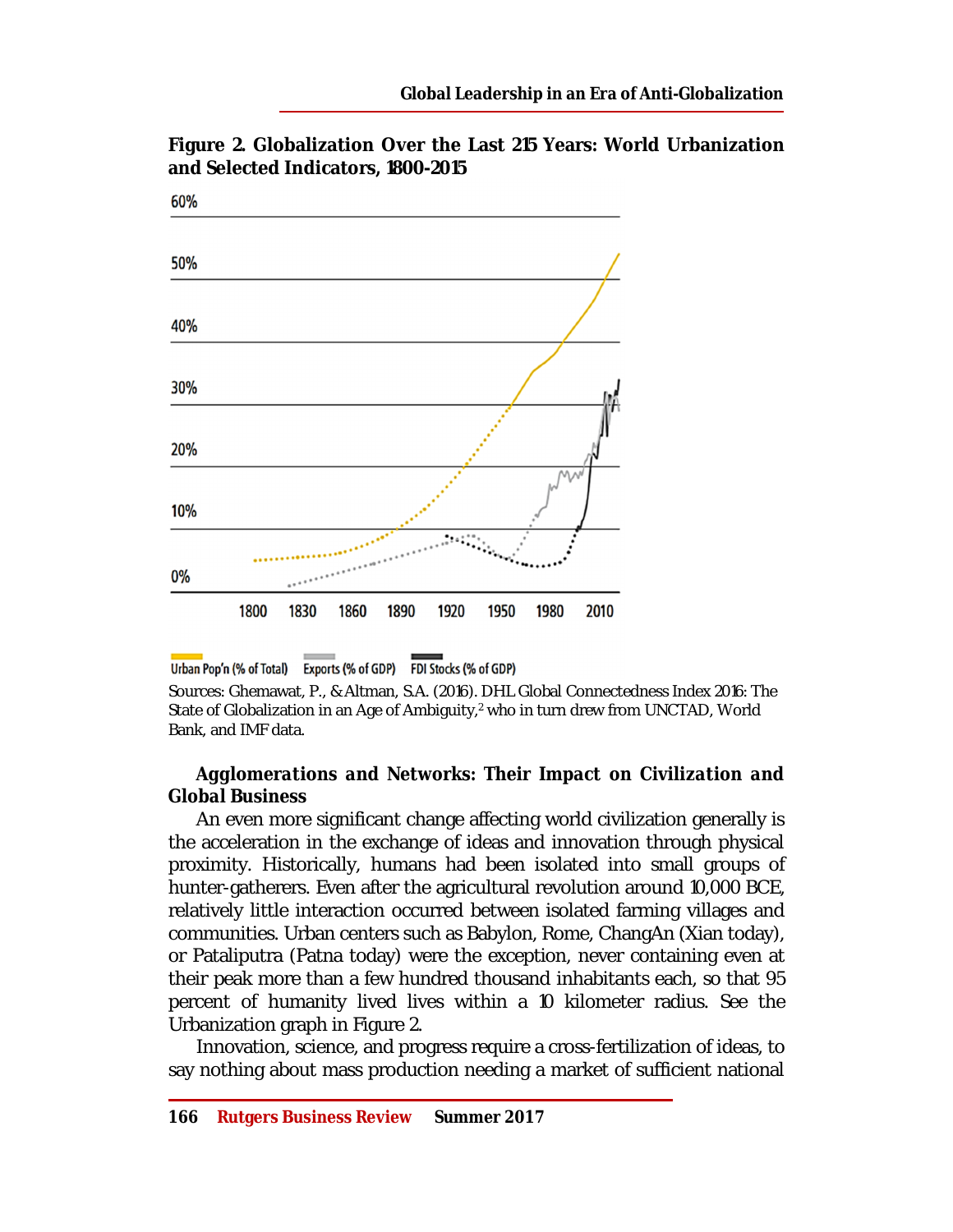**Figure 2. Globalization Over the Last 215 Years: World Urbanization and Selected Indicators, 1800-2015**

Sources: Ghemawat, P., & Altman, S.A. (2016). DHL Global Connectedness Index 2016: The State of Globalization in an Age of Ambiguity,[2] who in turn drew from UNCTAD, World Bank, and IMF data.

### *Agglomerations and Networks: Their Impact on Civilization and Global Business*

An even more significant change affecting world civilization generally is the acceleration in the exchange of ideas and innovation through physical proximity. Historically, humans had been isolated into small groups of hunter-gatherers. Even after the agricultural revolution around 10,000 BCE, relatively little interaction occurred between isolated farming villages and communities. Urban centers such as Babylon, Rome, ChangAn (Xian today), or Pataliputra (Patna today) were the exception, never containing even at their peak more than a few hundred thousand inhabitants each, so that 95 percent of humanity lived lives within a 10 kilometer radius. See the Urbanization graph in Figure 2.

Innovation, science, and progress require a cross-fertilization of ideas, to say nothing about mass production needing a market of sufficient national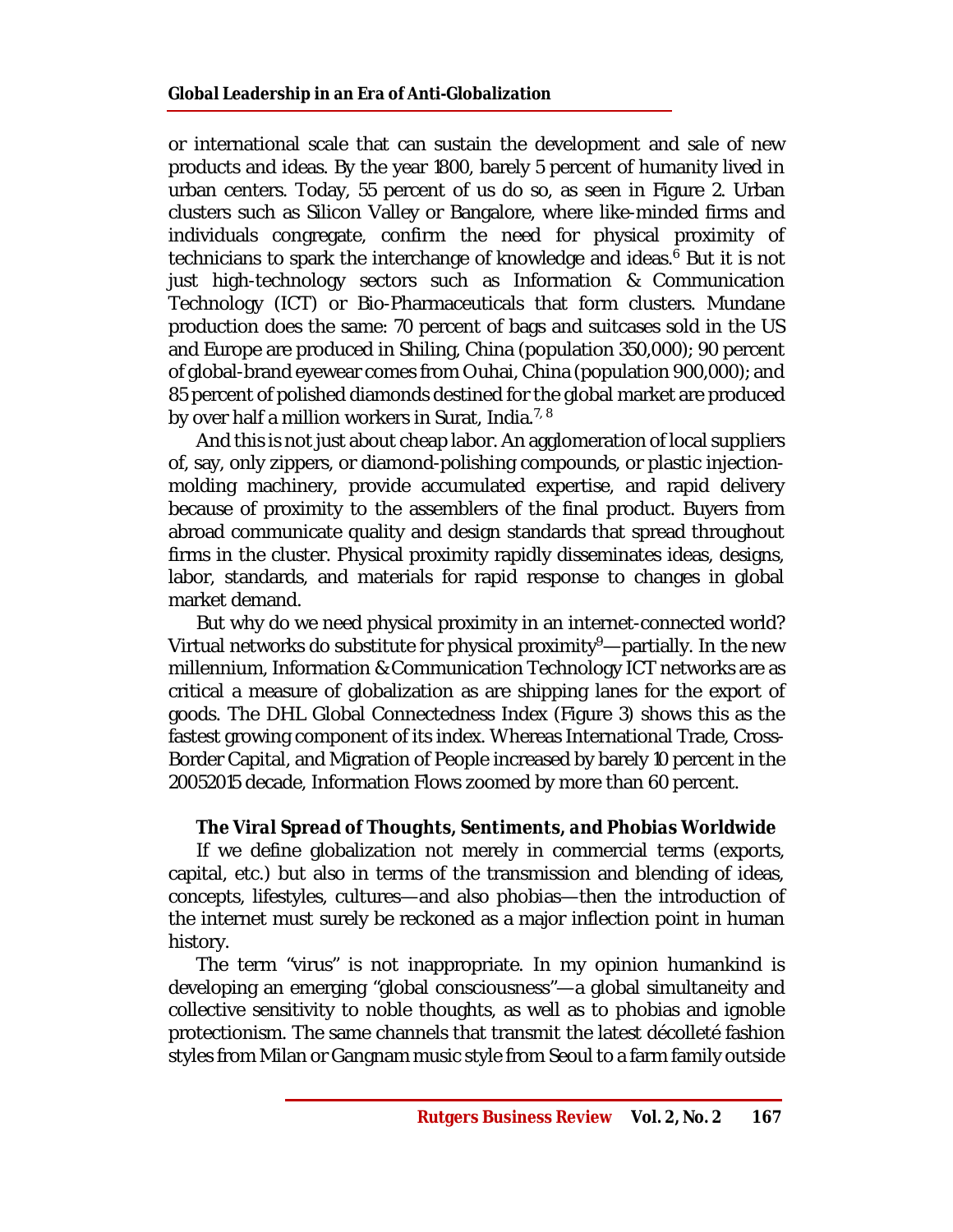or international scale that can sustain the development and sale of new products and ideas. By the year 1800, barely 5 percent of humanity lived in urban centers. Today, 55 percent of us do so, as seen in Figure 2. Urban clusters such as Silicon Valley or Bangalore, where like-minded firms and individuals congregate, confirm the need for physical proximity of technicians to spark the interchange of knowledge and ideas.[6] But it is not just high-technology sectors such as Information & Communication Technology (ICT) or Bio-Pharmaceuticals that form clusters. Mundane production does the same: 70 percent of bags and suitcases sold in the US and Europe are produced in Shiling, China (population 350,000); 90 percent of global-brand eyewear comes from Ouhai, China (population 900,000); and 85 percent of polished diamonds destined for the global market are produced by over half a million workers in Surat, India.[7, 8]

And this is not just about cheap labor. An agglomeration of local suppliers of, say, only zippers, or diamond-polishing compounds, or plastic injection-molding machinery, provide accumulated expertise, and rapid delivery because of proximity to the assemblers of the final product. Buyers from abroad communicate quality and design standards that spread throughout firms in the cluster. Physical proximity rapidly disseminates ideas, designs, labor, standards, and materials for rapid response to changes in global market demand.

But why do we need physical proximity in an internet-connected world? Virtual networks do substitute for physical proximity[9]—partially. In the new millennium, Information & Communication Technology ICT networks are as critical a measure of globalization as are shipping lanes for the export of goods. The DHL Global Connectedness Index (Figure 3) shows this as the fastest growing component of its index. Whereas International Trade, Cross-Border Capital, and Migration of People increased by barely 10 percent in the 20052015 decade, Information Flows zoomed by more than 60 percent.

### *The Viral Spread of Thoughts, Sentiments, and Phobias Worldwide*

If we define globalization not merely in commercial terms (exports, capital, etc.) but also in terms of the transmission and blending of ideas, concepts, lifestyles, cultures—and also phobias—then the introduction of the internet must surely be reckoned as a major inflection point in human history.

The term "virus" is not inappropriate. In my opinion humankind is developing an emerging "global consciousness"—a global simultaneity and collective sensitivity to noble thoughts, as well as to phobias and ignoble protectionism. The same channels that transmit the latest décolleté fashion styles from Milan or Gangnam music style from Seoul to a farm family outside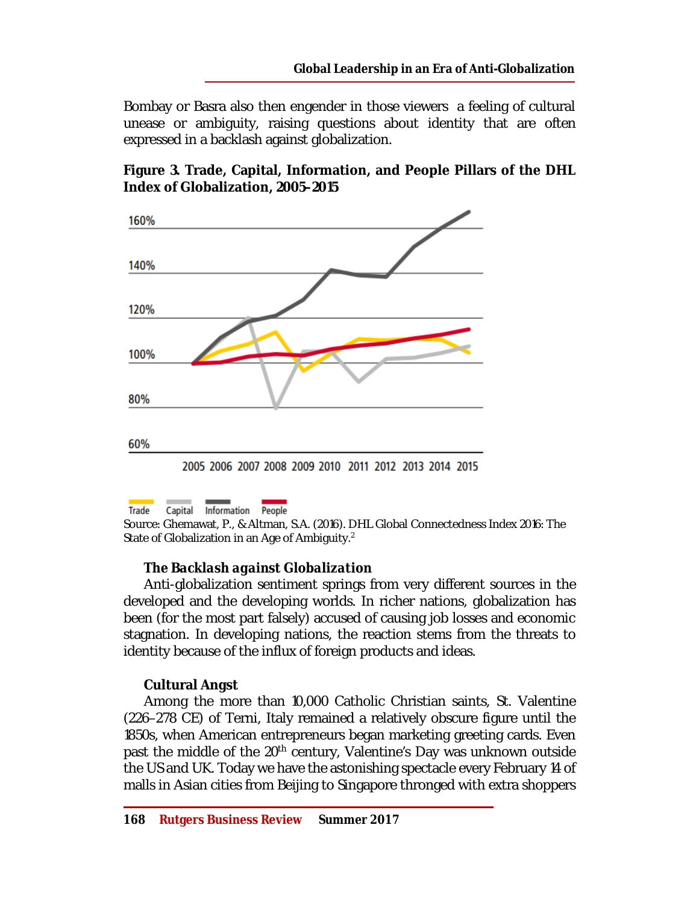Bombay or Basra also then engender in those viewers a feeling of cultural unease or ambiguity, raising questions about identity that are often expressed in a backlash against globalization.

**Figure 3. Trade, Capital, Information, and People Pillars of the DHL Index of Globalization, 2005–2015**

Source: Ghemawat, P., & Altman, S.A. (2016). DHL Global Connectedness Index 2016: The State of Globalization in an Age of Ambiguity.[2]

### The Backlash against Globalization

Anti-globalization sentiment springs from very different sources in the developed and the developing worlds. In richer nations, globalization has been (for the most part falsely) accused of causing job losses and economic stagnation. In developing nations, the reaction stems from the threats to identity because of the influx of foreign products and ideas.

### Cultural Angst

Among the more than 10,000 Catholic Christian saints, St. Valentine (226–278 CE) of Terni, Italy remained a relatively obscure figure until the 1850s, when American entrepreneurs began marketing greeting cards. Even past the middle of the 20th century, Valentine's Day was unknown outside the US and UK. Today we have the astonishing spectacle every February 14 of malls in Asian cities from Beijing to Singapore thronged with extra shoppers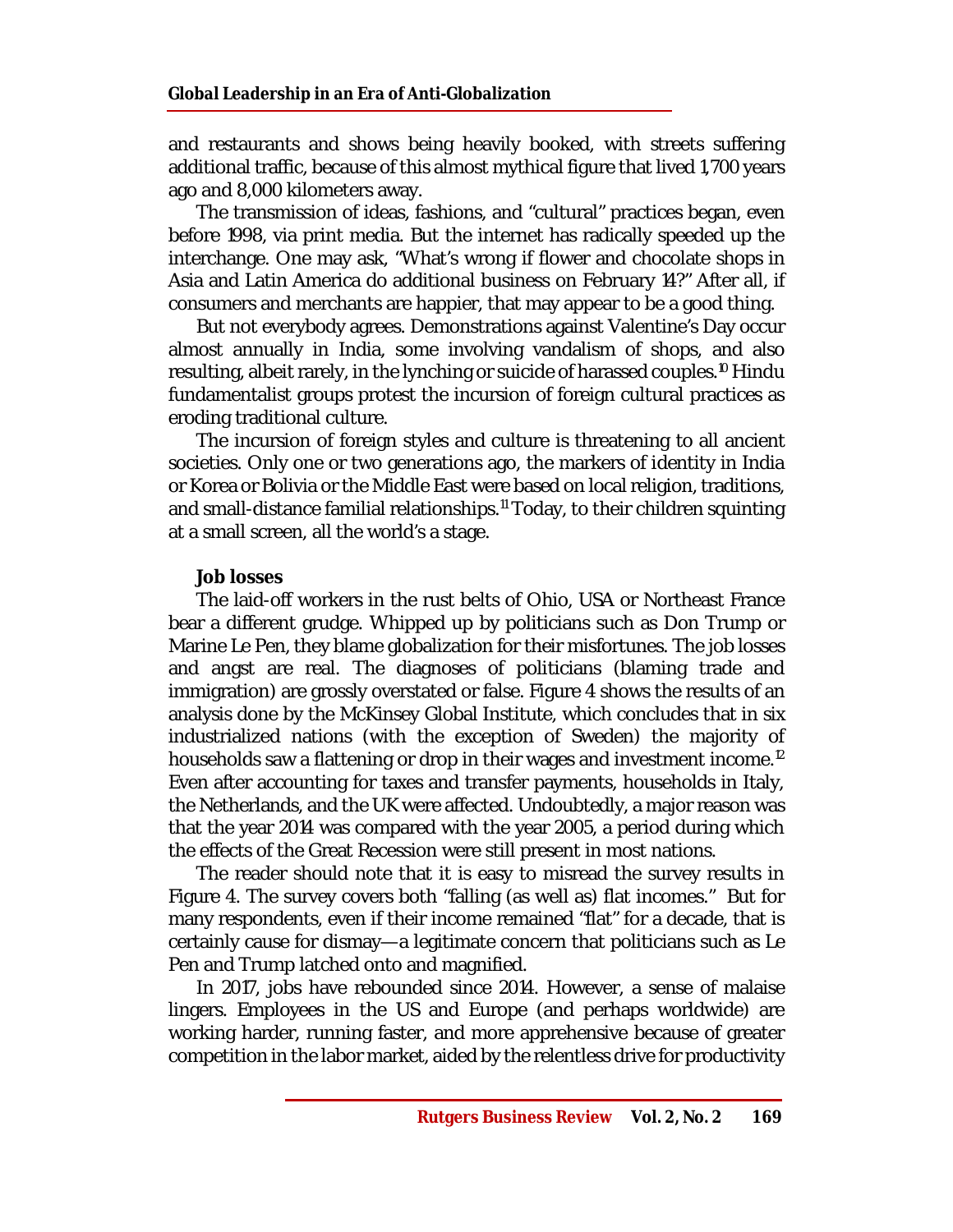and restaurants and shows being heavily booked, with streets suffering additional traffic, because of this almost mythical figure that lived 1,700 years ago and 8,000 kilometers away.

The transmission of ideas, fashions, and "cultural" practices began, even before 1998, via print media. But the internet has radically speeded up the interchange. One may ask, "What's wrong if flower and chocolate shops in Asia and Latin America do additional business on February 14?" After all, if consumers and merchants are happier, that may appear to be a good thing.

But not everybody agrees. Demonstrations against Valentine's Day occur almost annually in India, some involving vandalism of shops, and also resulting, albeit rarely, in the lynching or suicide of harassed couples.[10] Hindu fundamentalist groups protest the incursion of foreign cultural practices as eroding traditional culture.

The incursion of foreign styles and culture is threatening to all ancient societies. Only one or two generations ago, the markers of identity in India or Korea or Bolivia or the Middle East were based on local religion, traditions, and small-distance familial relationships.[11] Today, to their children squinting at a small screen, all the world's a stage.

### Job losses

The laid-off workers in the rust belts of Ohio, USA or Northeast France bear a different grudge. Whipped up by politicians such as Don Trump or Marine Le Pen, they blame globalization for their misfortunes. The job losses and angst are real. The diagnoses of politicians (blaming trade and immigration) are grossly overstated or false. Figure 4 shows the results of an analysis done by the McKinsey Global Institute, which concludes that in six industrialized nations (with the exception of Sweden) the majority of households saw a flattening or drop in their wages and investment income.[12] Even after accounting for taxes and transfer payments, households in Italy, the Netherlands, and the UK were affected. Undoubtedly, a major reason was that the year 2014 was compared with the year 2005, a period during which the effects of the Great Recession were still present in most nations.

The reader should note that it is easy to misread the survey results in Figure 4. The survey covers both "falling (as well as) flat incomes." But for many respondents, even if their income remained "flat" for a decade, that is certainly cause for dismay—a legitimate concern that politicians such as Le Pen and Trump latched onto and magnified.

In 2017, jobs have rebounded since 2014. However, a sense of malaise lingers. Employees in the US and Europe (and perhaps worldwide) are working harder, running faster, and more apprehensive because of greater competition in the labor market, aided by the relentless drive for productivity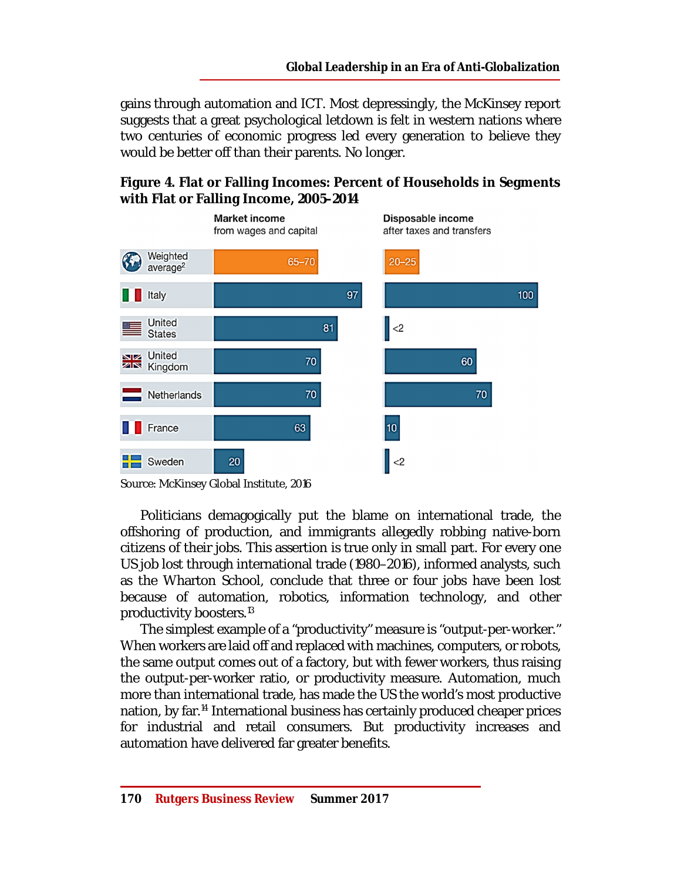gains through automation and ICT. Most depressingly, the McKinsey report suggests that a great psychological letdown is felt in western nations where two centuries of economic progress led every generation to believe they would be better off than their parents. No longer.

**Figure 4. Flat or Falling Incomes: Percent of Households in Segments with Flat or Falling Income, 2005-2014**

| | Market income from wages and capital | Disposable income after taxes and transfers |
|---|---|---|
| Weighted average[2] | 65–70 | 20–25 |
| Italy | 97 | 100 |
| United States | 81 | <2 |
| United Kingdom | 70 | 60 |
| Netherlands | 70 | 70 |
| France | 63 | 10 |
| Sweden | 20 | <2 |

Source: McKinsey Global Institute, 2016

Politicians demagogically put the blame on international trade, the offshoring of production, and immigrants allegedly robbing native-born citizens of their jobs. This assertion is true only in small part. For every one US job lost through international trade (1980–2016), informed analysts, such as the Wharton School, conclude that three or four jobs have been lost because of automation, robotics, information technology, and other productivity boosters.[13]

The simplest example of a "productivity" measure is "output-per-worker." When workers are laid off and replaced with machines, computers, or robots, the same output comes out of a factory, but with fewer workers, thus raising the output-per-worker ratio, or productivity measure. Automation, much more than international trade, has made the US the world's most productive nation, by far.[14] International business has certainly produced cheaper prices for industrial and retail consumers. But productivity increases and automation have delivered far greater benefits.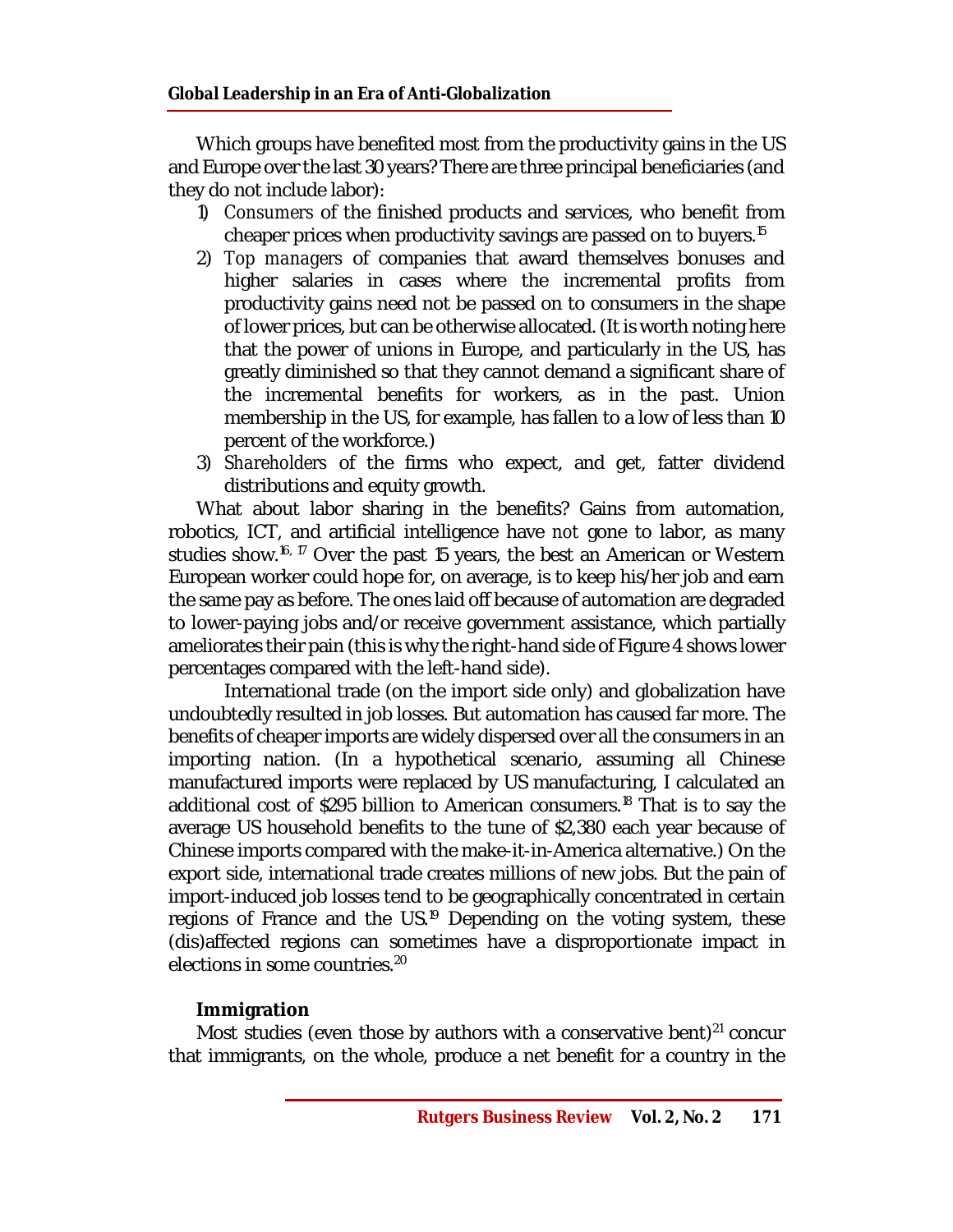Which groups have benefited most from the productivity gains in the US and Europe over the last 30 years? There are three principal beneficiaries (and they do not include labor):

1) *Consumers* of the finished products and services, who benefit from cheaper prices when productivity savings are passed on to buyers.[15]
2) *Top managers* of companies that award themselves bonuses and higher salaries in cases where the incremental profits from productivity gains need not be passed on to consumers in the shape of lower prices, but can be otherwise allocated. (It is worth noting here that the power of unions in Europe, and particularly in the US, has greatly diminished so that they cannot demand a significant share of the incremental benefits for workers, as in the past. Union membership in the US, for example, has fallen to a low of less than 10 percent of the workforce.)
3) *Shareholders* of the firms who expect, and get, fatter dividend distributions and equity growth.

What about labor sharing in the benefits? Gains from automation, robotics, ICT, and artificial intelligence have *not* gone to labor, as many studies show.[16, 17] Over the past 15 years, the best an American or Western European worker could hope for, on average, is to keep his/her job and earn the same pay as before. The ones laid off because of automation are degraded to lower-paying jobs and/or receive government assistance, which partially ameliorates their pain (this is why the right-hand side of Figure 4 shows lower percentages compared with the left-hand side).

International trade (on the import side only) and globalization have undoubtedly resulted in job losses. But automation has caused far more. The benefits of cheaper imports are widely dispersed over all the consumers in an importing nation. (In a hypothetical scenario, assuming all Chinese manufactured imports were replaced by US manufacturing, I calculated an additional cost of $295 billion to American consumers.[18] That is to say the average US household benefits to the tune of $2,380 each year because of Chinese imports compared with the make-it-in-America alternative.) On the export side, international trade creates millions of new jobs. But the pain of import-induced job losses tend to be geographically concentrated in certain regions of France and the US.[19] Depending on the voting system, these (dis)affected regions can sometimes have a disproportionate impact in elections in some countries.[20]

### Immigration

Most studies (even those by authors with a conservative bent)[21] concur that immigrants, on the whole, produce a net benefit for a country in the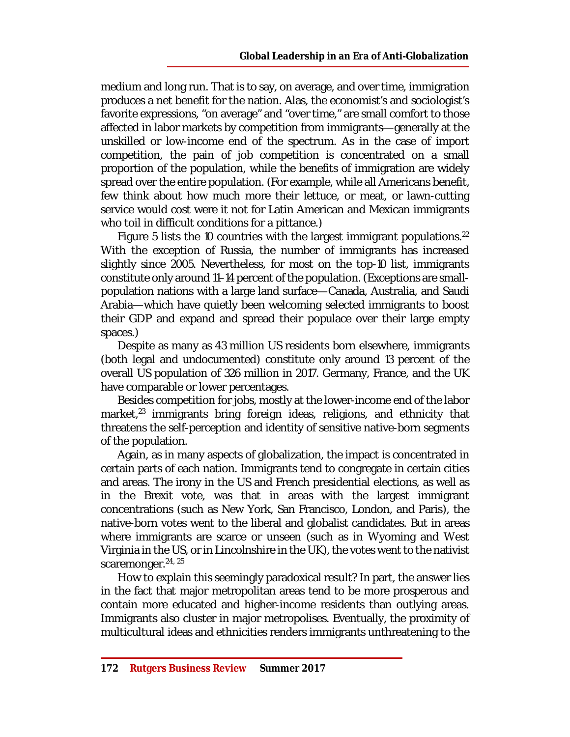medium and long run. That is to say, on average, and over time, immigration produces a net benefit for the nation. Alas, the economist's and sociologist's favorite expressions, "on average" and "over time," are small comfort to those affected in labor markets by competition from immigrants—generally at the unskilled or low-income end of the spectrum. As in the case of import competition, the pain of job competition is concentrated on a small proportion of the population, while the benefits of immigration are widely spread over the entire population. (For example, while all Americans benefit, few think about how much more their lettuce, or meat, or lawn-cutting service would cost were it not for Latin American and Mexican immigrants who toil in difficult conditions for a pittance.)

Figure 5 lists the 10 countries with the largest immigrant populations.[22] With the exception of Russia, the number of immigrants has increased slightly since 2005. Nevertheless, for most on the top-10 list, immigrants constitute only around 11–14 percent of the population. (Exceptions are small-population nations with a large land surface—Canada, Australia, and Saudi Arabia—which have quietly been welcoming selected immigrants to boost their GDP and expand and spread their populace over their large empty spaces.)

Despite as many as 43 million US residents born elsewhere, immigrants (both legal and undocumented) constitute only around 13 percent of the overall US population of 326 million in 2017. Germany, France, and the UK have comparable or lower percentages.

Besides competition for jobs, mostly at the lower-income end of the labor market,[23] immigrants bring foreign ideas, religions, and ethnicity that threatens the self-perception and identity of sensitive native-born segments of the population.

Again, as in many aspects of globalization, the impact is concentrated in certain parts of each nation. Immigrants tend to congregate in certain cities and areas. The irony in the US and French presidential elections, as well as in the Brexit vote, was that in areas with the largest immigrant concentrations (such as New York, San Francisco, London, and Paris), the native-born votes went to the liberal and globalist candidates. But in areas where immigrants are scarce or unseen (such as in Wyoming and West Virginia in the US, or in Lincolnshire in the UK), the votes went to the nativist scaremonger.[24, 25]

How to explain this seemingly paradoxical result? In part, the answer lies in the fact that major metropolitan areas tend to be more prosperous and contain more educated and higher-income residents than outlying areas. Immigrants also cluster in major metropolises. Eventually, the proximity of multicultural ideas and ethnicities renders immigrants unthreatening to the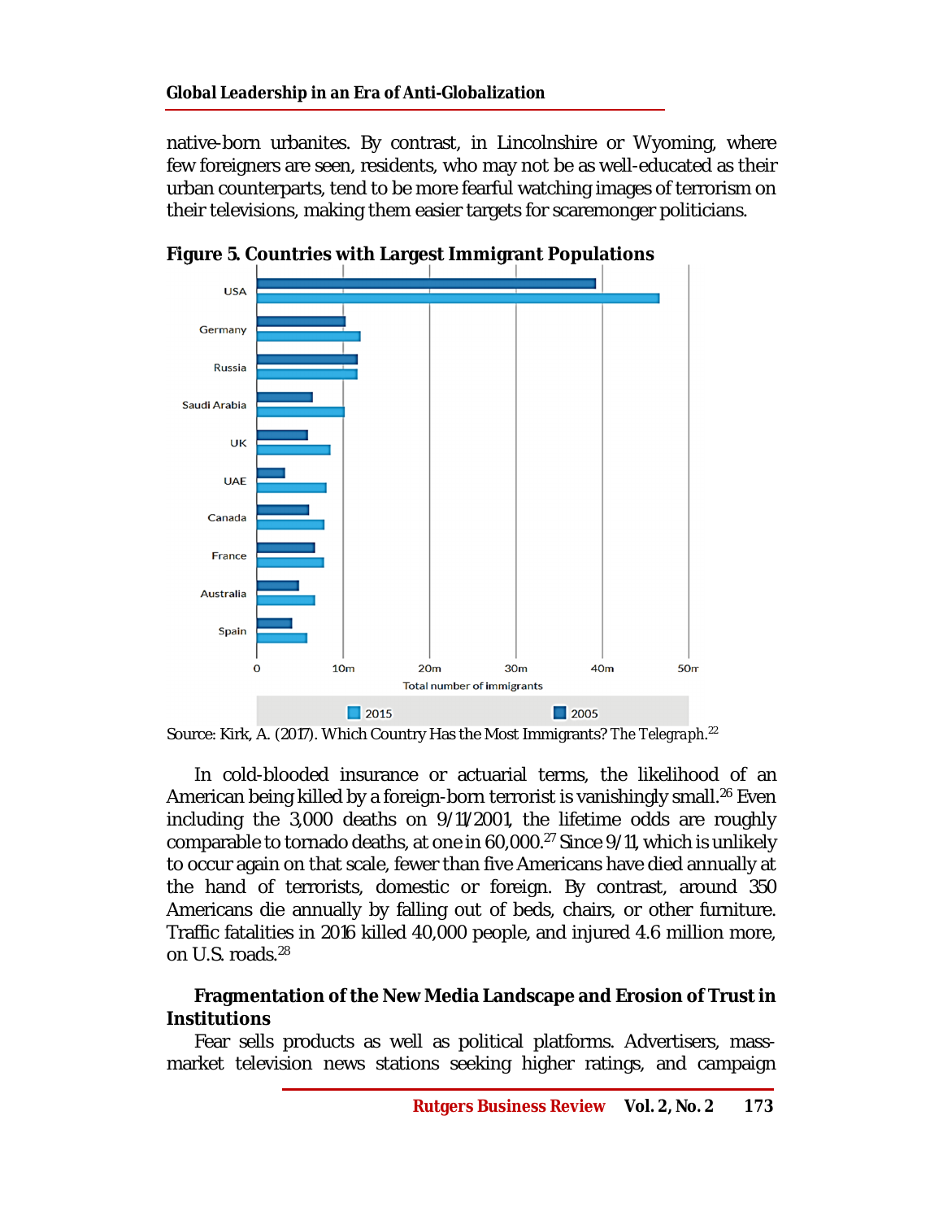native-born urbanites. By contrast, in Lincolnshire or Wyoming, where few foreigners are seen, residents, who may not be as well-educated as their urban counterparts, tend to be more fearful watching images of terrorism on their televisions, making them easier targets for scaremonger politicians.

**Figure 5. Countries with Largest Immigrant Populations**

Source: Kirk, A. (2017). Which Country Has the Most Immigrants? *The Telegraph*.[22]

In cold-blooded insurance or actuarial terms, the likelihood of an American being killed by a foreign-born terrorist is vanishingly small.[26] Even including the 3,000 deaths on 9/11/2001, the lifetime odds are roughly comparable to tornado deaths, at one in 60,000.[27] Since 9/11, which is unlikely to occur again on that scale, fewer than five Americans have died annually at the hand of terrorists, domestic or foreign. By contrast, around 350 Americans die annually by falling out of beds, chairs, or other furniture. Traffic fatalities in 2016 killed 40,000 people, and injured 4.6 million more, on U.S. roads.[28]

**Fragmentation of the New Media Landscape and Erosion of Trust in Institutions**

Fear sells products as well as political platforms. Advertisers, mass-market television news stations seeking higher ratings, and campaign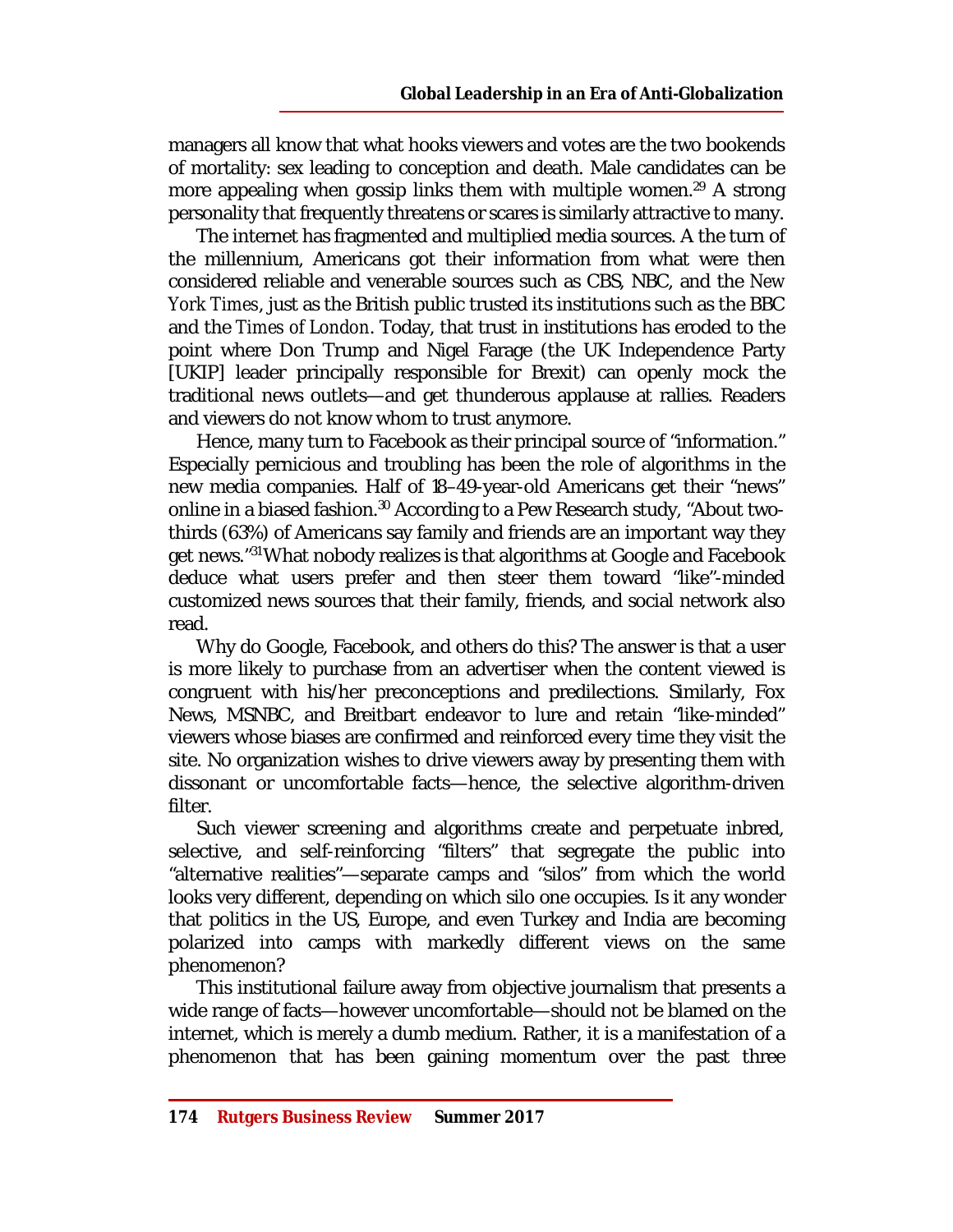managers all know that what hooks viewers and votes are the two bookends of mortality: sex leading to conception and death. Male candidates can be more appealing when gossip links them with multiple women.[29] A strong personality that frequently threatens or scares is similarly attractive to many.

The internet has fragmented and multiplied media sources. A the turn of the millennium, Americans got their information from what were then considered reliable and venerable sources such as CBS, NBC, and the *New York Times*, just as the British public trusted its institutions such as the BBC and the *Times of London*. Today, that trust in institutions has eroded to the point where Don Trump and Nigel Farage (the UK Independence Party [UKIP] leader principally responsible for Brexit) can openly mock the traditional news outlets—and get thunderous applause at rallies. Readers and viewers do not know whom to trust anymore.

Hence, many turn to Facebook as their principal source of "information." Especially pernicious and troubling has been the role of algorithms in the new media companies. Half of 18–49-year-old Americans get their "news" online in a biased fashion.[30] According to a Pew Research study, "About two-thirds (63%) of Americans say family and friends are an important way they get news."[31] What nobody realizes is that algorithms at Google and Facebook deduce what users prefer and then steer them toward "like"-minded customized news sources that their family, friends, and social network also read.

Why do Google, Facebook, and others do this? The answer is that a user is more likely to purchase from an advertiser when the content viewed is congruent with his/her preconceptions and predilections. Similarly, Fox News, MSNBC, and Breitbart endeavor to lure and retain "like-minded" viewers whose biases are confirmed and reinforced every time they visit the site. No organization wishes to drive viewers away by presenting them with dissonant or uncomfortable facts—hence, the selective algorithm-driven filter.

Such viewer screening and algorithms create and perpetuate inbred, selective, and self-reinforcing "filters" that segregate the public into "alternative realities"—separate camps and "silos" from which the world looks very different, depending on which silo one occupies. Is it any wonder that politics in the US, Europe, and even Turkey and India are becoming polarized into camps with markedly different views on the same phenomenon?

This institutional failure away from objective journalism that presents a wide range of facts—however uncomfortable—should not be blamed on the internet, which is merely a dumb medium. Rather, it is a manifestation of a phenomenon that has been gaining momentum over the past three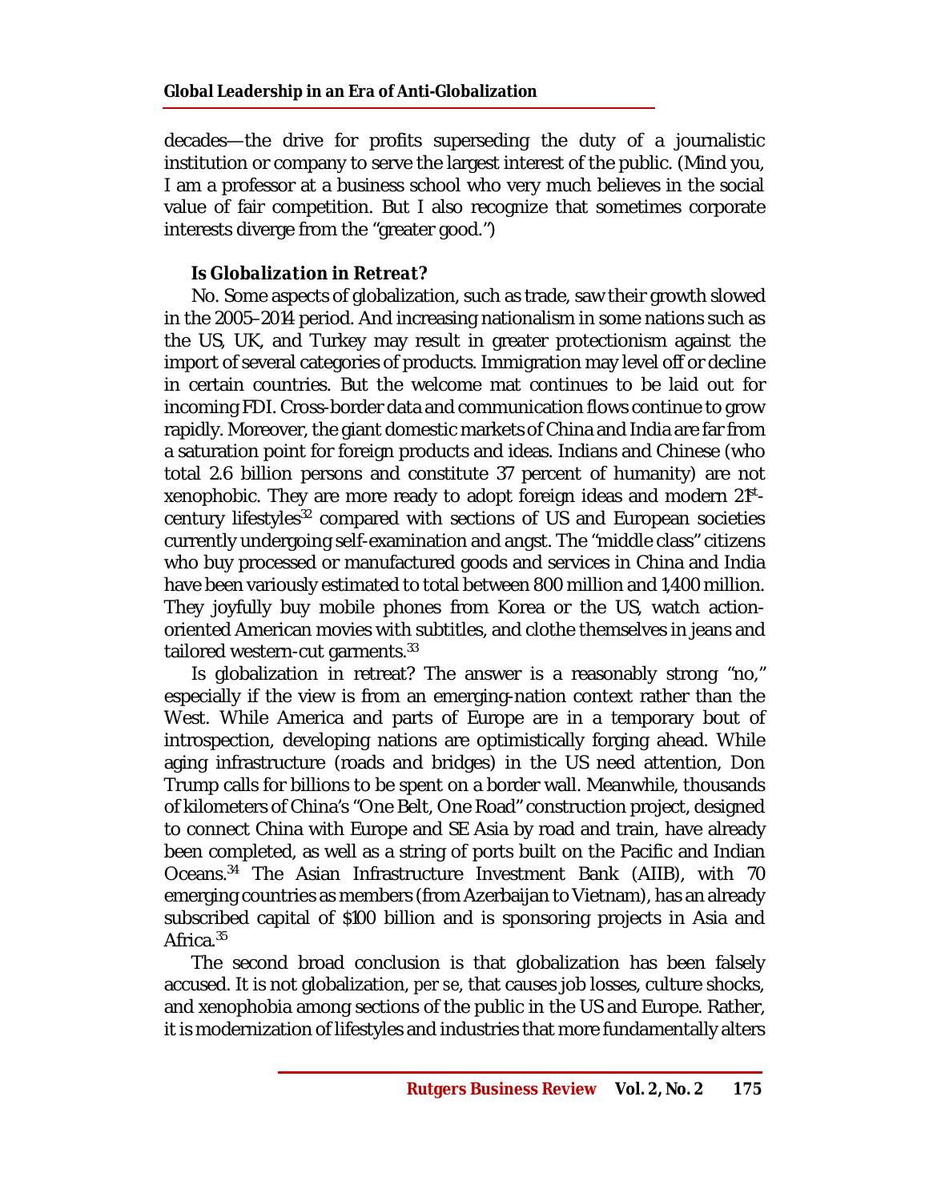decades—the drive for profits superseding the duty of a journalistic institution or company to serve the largest interest of the public. (Mind you, I am a professor at a business school who very much believes in the social value of fair competition. But I also recognize that sometimes corporate interests diverge from the "greater good.")

### *Is Globalization in Retreat?*

No. Some aspects of globalization, such as trade, saw their growth slowed in the 2005–2014 period. And increasing nationalism in some nations such as the US, UK, and Turkey may result in greater protectionism against the import of several categories of products. Immigration may level off or decline in certain countries. But the welcome mat continues to be laid out for incoming FDI. Cross-border data and communication flows continue to grow rapidly. Moreover, the giant domestic markets of China and India are far from a saturation point for foreign products and ideas. Indians and Chinese (who total 2.6 billion persons and constitute 37 percent of humanity) are not xenophobic. They are more ready to adopt foreign ideas and modern 21st-century lifestyles[32] compared with sections of US and European societies currently undergoing self-examination and angst. The "middle class" citizens who buy processed or manufactured goods and services in China and India have been variously estimated to total between 800 million and 1,400 million. They joyfully buy mobile phones from Korea or the US, watch action-oriented American movies with subtitles, and clothe themselves in jeans and tailored western-cut garments.[33]

Is globalization in retreat? The answer is a reasonably strong "no," especially if the view is from an emerging-nation context rather than the West. While America and parts of Europe are in a temporary bout of introspection, developing nations are optimistically forging ahead. While aging infrastructure (roads and bridges) in the US need attention, Don Trump calls for billions to be spent on a border wall. Meanwhile, thousands of kilometers of China's "One Belt, One Road" construction project, designed to connect China with Europe and SE Asia by road and train, have already been completed, as well as a string of ports built on the Pacific and Indian Oceans.[34] The Asian Infrastructure Investment Bank (AIIB), with 70 emerging countries as members (from Azerbaijan to Vietnam), has an already subscribed capital of $100 billion and is sponsoring projects in Asia and Africa.[35]

The second broad conclusion is that globalization has been falsely accused. It is not globalization, *per se*, that causes job losses, culture shocks, and xenophobia among sections of the public in the US and Europe. Rather, it is modernization of lifestyles and industries that more fundamentally alters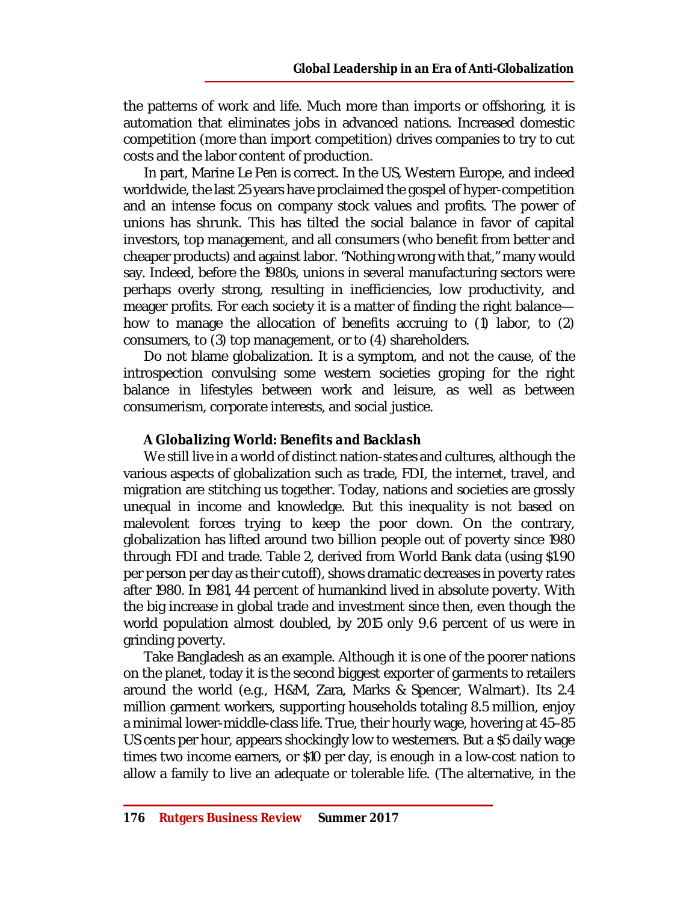the patterns of work and life. Much more than imports or offshoring, it is automation that eliminates jobs in advanced nations. Increased domestic competition (more than import competition) drives companies to try to cut costs and the labor content of production.

In part, Marine Le Pen is correct. In the US, Western Europe, and indeed worldwide, the last 25 years have proclaimed the gospel of hyper-competition and an intense focus on company stock values and profits. The power of unions has shrunk. This has tilted the social balance in favor of capital investors, top management, and all consumers (who benefit from better and cheaper products) and against labor. "Nothing wrong with that," many would say. Indeed, before the 1980s, unions in several manufacturing sectors were perhaps overly strong, resulting in inefficiencies, low productivity, and meager profits. For each society it is a matter of finding the right balance—how to manage the allocation of benefits accruing to (1) labor, to (2) consumers, to (3) top management, or to (4) shareholders.

Do not blame globalization. It is a symptom, and not the cause, of the introspection convulsing some western societies groping for the right balance in lifestyles between work and leisure, as well as between consumerism, corporate interests, and social justice.

### *A Globalizing World: Benefits and Backlash*

We still live in a world of distinct nation-states and cultures, although the various aspects of globalization such as trade, FDI, the internet, travel, and migration are stitching us together. Today, nations and societies are grossly unequal in income and knowledge. But this inequality is not based on malevolent forces trying to keep the poor down. On the contrary, globalization has lifted around two billion people out of poverty since 1980 through FDI and trade. Table 2, derived from World Bank data (using $1.90 per person per day as their cutoff), shows dramatic decreases in poverty rates after 1980. In 1981, 44 percent of humankind lived in absolute poverty. With the big increase in global trade and investment since then, even though the world population almost doubled, by 2015 only 9.6 percent of us were in grinding poverty.

Take Bangladesh as an example. Although it is one of the poorer nations on the planet, today it is the second biggest exporter of garments to retailers around the world (e.g., H&M, Zara, Marks & Spencer, Walmart). Its 2.4 million garment workers, supporting households totaling 8.5 million, enjoy a minimal lower-middle-class life. True, their hourly wage, hovering at 45–85 US cents per hour, appears shockingly low to westerners. But a $5 daily wage times two income earners, or $10 per day, is enough in a low-cost nation to allow a family to live an adequate or tolerable life. (The alternative, in the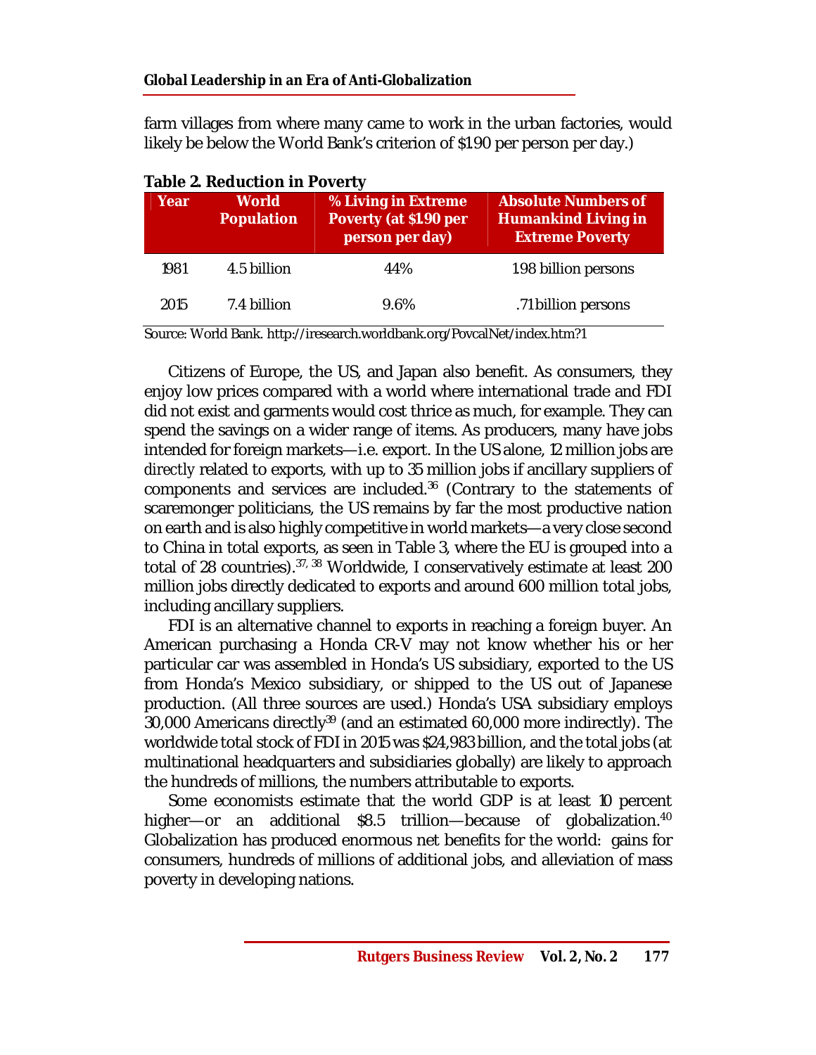farm villages from where many came to work in the urban factories, would likely be below the World Bank's criterion of $1.90 per person per day.)

**Table 2. Reduction in Poverty**

| Year | World Population | % Living in Extreme Poverty (at $1.90 per person per day) | Absolute Numbers of Humankind Living in Extreme Poverty |
|---|---|---|---|
| 1981 | 4.5 billion | 44% | 1.98 billion persons |
| 2015 | 7.4 billion | 9.6% | .71 billion persons |

Source: World Bank. http://iresearch.worldbank.org/PovcalNet/index.htm?1

Citizens of Europe, the US, and Japan also benefit. As consumers, they enjoy low prices compared with a world where international trade and FDI did not exist and garments would cost thrice as much, for example. They can spend the savings on a wider range of items. As producers, many have jobs intended for foreign markets—i.e. export. In the US alone, 12 million jobs are *directly* related to exports, with up to 35 million jobs if ancillary suppliers of components and services are included.[36] (Contrary to the statements of scaremonger politicians, the US remains by far the most productive nation on earth and is also highly competitive in world markets—a very close second to China in total exports, as seen in Table 3, where the EU is grouped into a total of 28 countries).[37, 38] Worldwide, I conservatively estimate at least 200 million jobs directly dedicated to exports and around 600 million total jobs, including ancillary suppliers.

FDI is an alternative channel to exports in reaching a foreign buyer. An American purchasing a Honda CR-V may not know whether his or her particular car was assembled in Honda's US subsidiary, exported to the US from Honda's Mexico subsidiary, or shipped to the US out of Japanese production. (All three sources are used.) Honda's USA subsidiary employs 30,000 Americans directly[39] (and an estimated 60,000 more indirectly). The worldwide total stock of FDI in 2015 was $24,983 billion, and the total jobs (at multinational headquarters and subsidiaries globally) are likely to approach the hundreds of millions, the numbers attributable to exports.

Some economists estimate that the world GDP is at least 10 percent higher—or an additional $8.5 trillion—because of globalization.[40] Globalization has produced enormous net benefits for the world: gains for consumers, hundreds of millions of additional jobs, and alleviation of mass poverty in developing nations.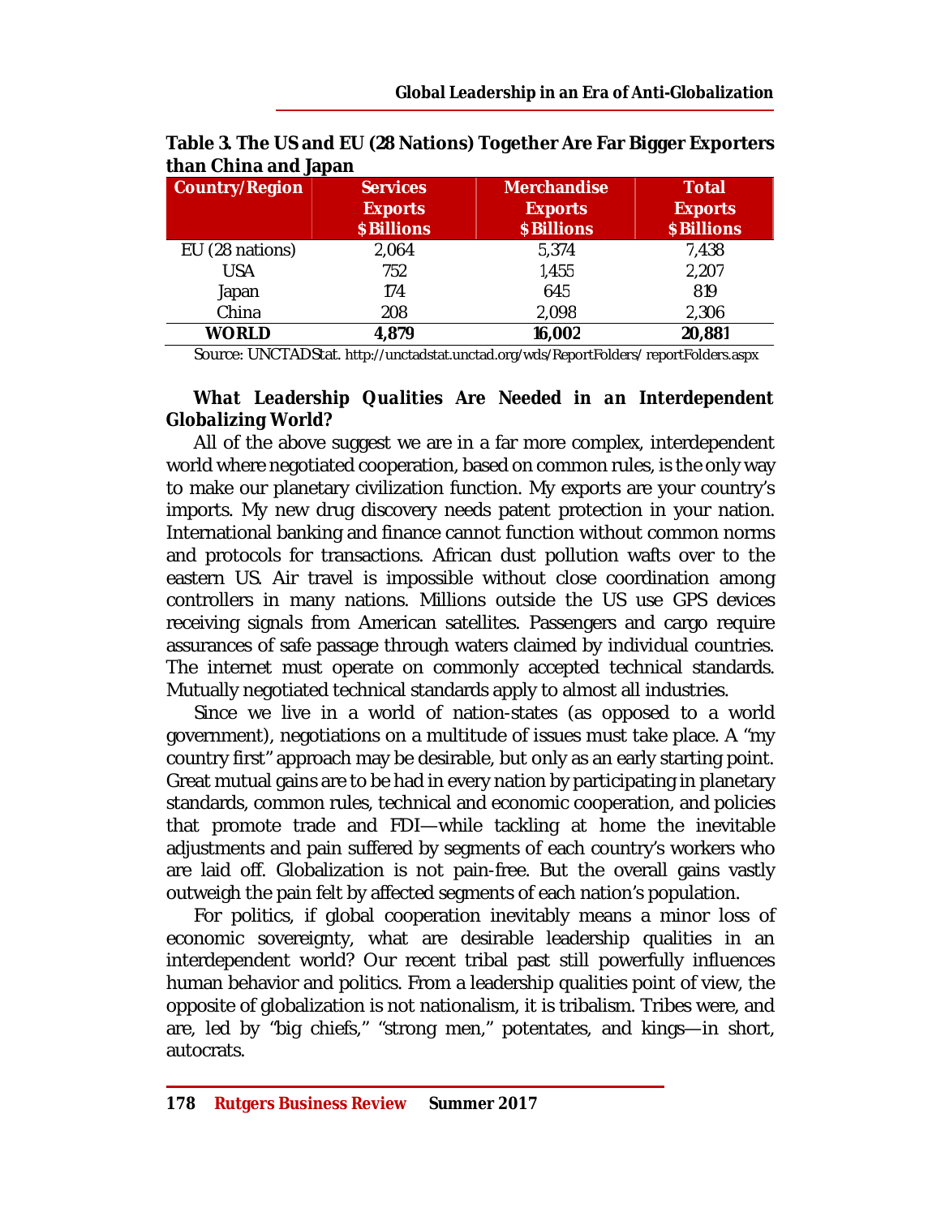**Table 3. The US and EU (28 Nations) Together Are Far Bigger Exporters than China and Japan**

| Country/Region | Services Exports $Billions | Merchandise Exports $Billions | Total Exports $Billions |
|---|---|---|---|
| EU (28 nations) | 2,064 | 5,374 | 7,438 |
| USA | 752 | 1,455 | 2,207 |
| Japan | 174 | 645 | 819 |
| China | 208 | 2,098 | 2,306 |
| **WORLD** | **4,879** | **16,002** | **20,881** |

Source: UNCTADStat. http://unctadstat.unctad.org/wds/ReportFolders/reportFolders.aspx

### *What Leadership Qualities Are Needed in an Interdependent Globalizing World?*

All of the above suggest we are in a far more complex, interdependent world where negotiated cooperation, based on common rules, is the only way to make our planetary civilization function. My exports are your country's imports. My new drug discovery needs patent protection in your nation. International banking and finance cannot function without common norms and protocols for transactions. African dust pollution wafts over to the eastern US. Air travel is impossible without close coordination among controllers in many nations. Millions outside the US use GPS devices receiving signals from American satellites. Passengers and cargo require assurances of safe passage through waters claimed by individual countries. The internet must operate on commonly accepted technical standards. Mutually negotiated technical standards apply to almost all industries.

Since we live in a world of nation-states (as opposed to a world government), negotiations on a multitude of issues must take place. A "my country first" approach may be desirable, but only as an early starting point. Great mutual gains are to be had in every nation by participating in planetary standards, common rules, technical and economic cooperation, and policies that promote trade and FDI—while tackling at home the inevitable adjustments and pain suffered by segments of each country's workers who are laid off. Globalization is not pain-free. But the overall gains vastly outweigh the pain felt by affected segments of each nation's population.

For politics, if global cooperation inevitably means a minor loss of economic sovereignty, what are desirable leadership qualities in an interdependent world? Our recent tribal past still powerfully influences human behavior and politics. From a leadership qualities point of view, the opposite of globalization is not nationalism, it is tribalism. Tribes were, and are, led by "big chiefs," "strong men," potentates, and kings—in short, autocrats.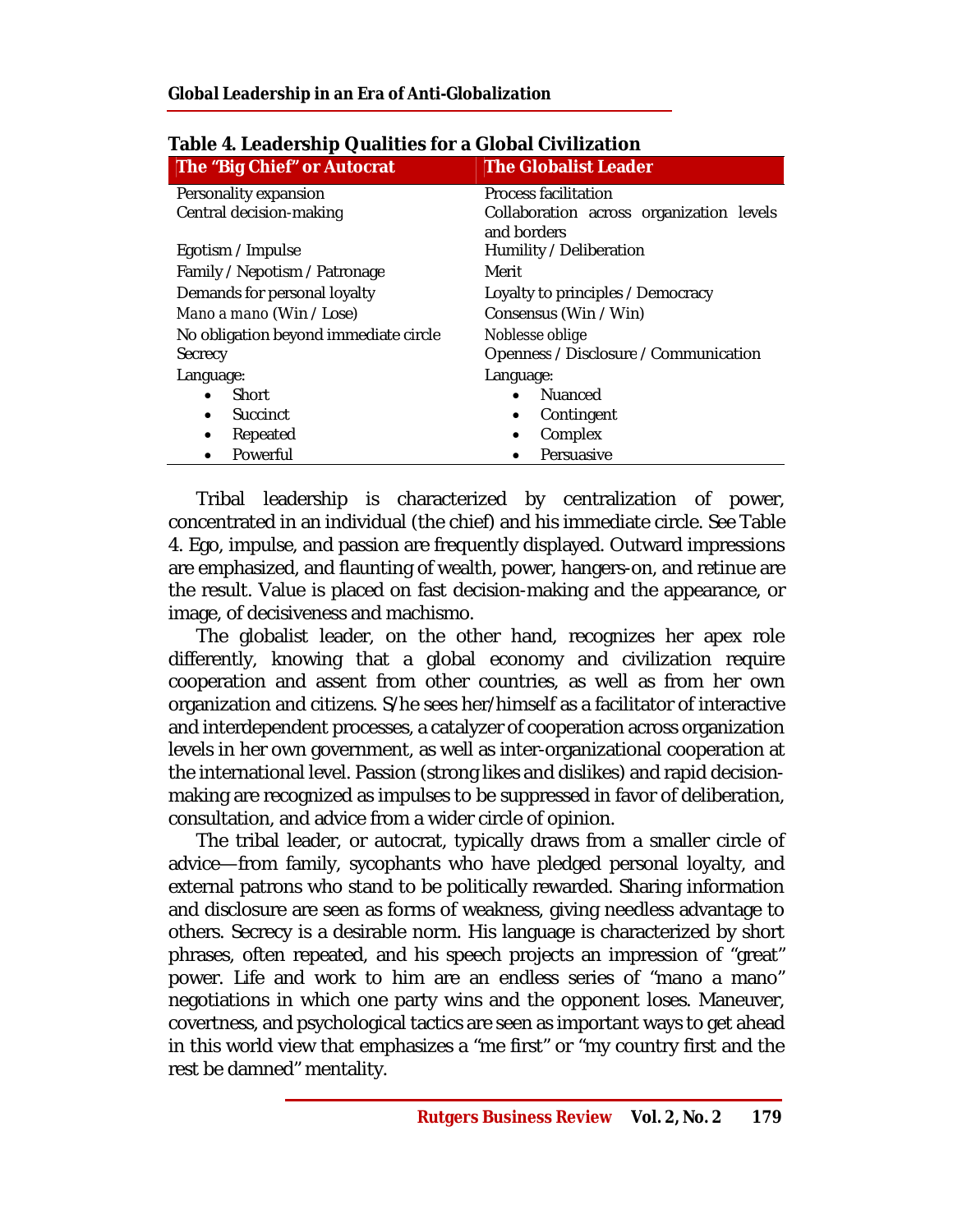**Table 4. Leadership Qualities for a Global Civilization**

| The "Big Chief" or Autocrat | The Globalist Leader |
|---|---|
| Personality expansion | Process facilitation |
| Central decision-making | Collaboration across organization levels and borders |
| Egotism / Impulse | Humility / Deliberation |
| Family / Nepotism / Patronage | Merit |
| Demands for personal loyalty | Loyalty to principles / Democracy |
| *Mano a mano* (Win / Lose) | Consensus (Win / Win) |
| No obligation beyond immediate circle | *Noblesse oblige* |
| Secrecy | Openness / Disclosure / Communication |
| Language: | Language: |
| • Short | • Nuanced |
| • Succinct | • Contingent |
| • Repeated | • Complex |
| • Powerful | • Persuasive |

Tribal leadership is characterized by centralization of power, concentrated in an individual (the chief) and his immediate circle. See Table 4. Ego, impulse, and passion are frequently displayed. Outward impressions are emphasized, and flaunting of wealth, power, hangers-on, and retinue are the result. Value is placed on fast decision-making and the appearance, or image, of decisiveness and machismo.

The globalist leader, on the other hand, recognizes her apex role differently, knowing that a global economy and civilization require cooperation and assent from other countries, as well as from her own organization and citizens. S/he sees her/himself as a facilitator of interactive and interdependent processes, a catalyzer of cooperation across organization levels in her own government, as well as inter-organizational cooperation at the international level. Passion (strong likes and dislikes) and rapid decision-making are recognized as impulses to be suppressed in favor of deliberation, consultation, and advice from a wider circle of opinion.

The tribal leader, or autocrat, typically draws from a smaller circle of advice—from family, sycophants who have pledged personal loyalty, and external patrons who stand to be politically rewarded. Sharing information and disclosure are seen as forms of weakness, giving needless advantage to others. Secrecy is a desirable norm. His language is characterized by short phrases, often repeated, and his speech projects an impression of "great" power. Life and work to him are an endless series of "mano a mano" negotiations in which one party wins and the opponent loses. Maneuver, covertness, and psychological tactics are seen as important ways to get ahead in this world view that emphasizes a "me first" or "my country first and the rest be damned" mentality.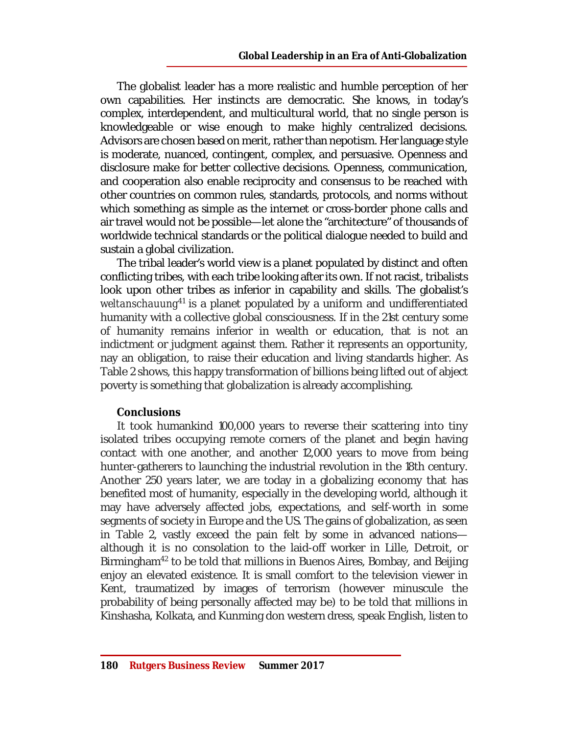The globalist leader has a more realistic and humble perception of her own capabilities. Her instincts are democratic. She knows, in today's complex, interdependent, and multicultural world, that no single person is knowledgeable or wise enough to make highly centralized decisions. Advisors are chosen based on merit, rather than nepotism. Her language style is moderate, nuanced, contingent, complex, and persuasive. Openness and disclosure make for better collective decisions. Openness, communication, and cooperation also enable reciprocity and consensus to be reached with other countries on common rules, standards, protocols, and norms without which something as simple as the internet or cross-border phone calls and air travel would not be possible—let alone the "architecture" of thousands of worldwide technical standards or the political dialogue needed to build and sustain a global civilization.

The tribal leader's world view is a planet populated by distinct and often conflicting tribes, with each tribe looking after its own. If not racist, tribalists look upon other tribes as inferior in capability and skills. The globalist's *weltanschauung*[41] is a planet populated by a uniform and undifferentiated humanity with a collective global consciousness. If in the 21st century some of humanity remains inferior in wealth or education, that is not an indictment or judgment against them. Rather it represents an opportunity, nay an obligation, to raise their education and living standards higher. As Table 2 shows, this happy transformation of billions being lifted out of abject poverty is something that globalization is already accomplishing.

## Conclusions

It took humankind 100,000 years to reverse their scattering into tiny isolated tribes occupying remote corners of the planet and begin having contact with one another, and another 12,000 years to move from being hunter-gatherers to launching the industrial revolution in the 18th century. Another 250 years later, we are today in a globalizing economy that has benefited most of humanity, especially in the developing world, although it may have adversely affected jobs, expectations, and self-worth in some segments of society in Europe and the US. The gains of globalization, as seen in Table 2, vastly exceed the pain felt by some in advanced nations—although it is no consolation to the laid-off worker in Lille, Detroit, or Birmingham[42] to be told that millions in Buenos Aires, Bombay, and Beijing enjoy an elevated existence. It is small comfort to the television viewer in Kent, traumatized by images of terrorism (however minuscule the probability of being personally affected may be) to be told that millions in Kinshasha, Kolkata, and Kunming don western dress, speak English, listen to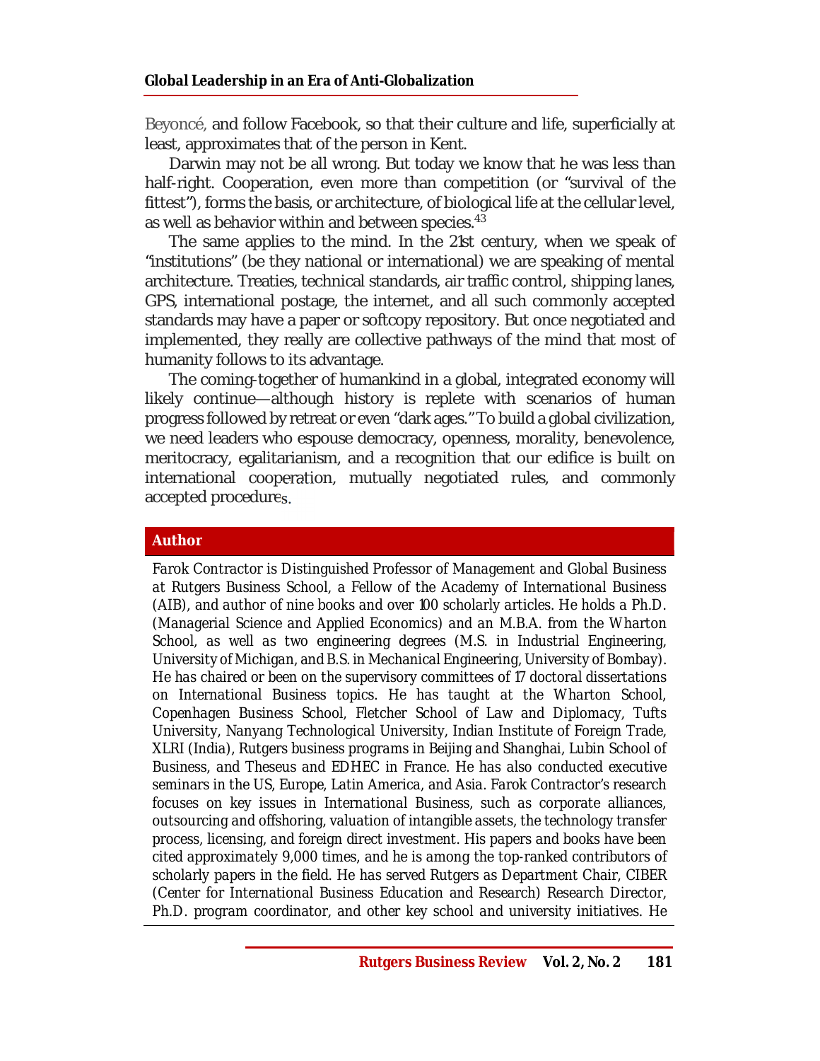Beyoncé, and follow Facebook, so that their culture and life, superficially at least, approximates that of the person in Kent.

Darwin may not be all wrong. But today we know that he was less than half-right. Cooperation, even more than competition (or "survival of the fittest"), forms the basis, or architecture, of biological life at the cellular level, as well as behavior within and between species.[43]

The same applies to the mind. In the 21st century, when we speak of "institutions" (be they national or international) we are speaking of mental architecture. Treaties, technical standards, air traffic control, shipping lanes, GPS, international postage, the internet, and all such commonly accepted standards may have a paper or softcopy repository. But once negotiated and implemented, they really are collective pathways of the mind that most of humanity follows to its advantage.

The coming-together of humankind in a global, integrated economy will likely continue—although history is replete with scenarios of human progress followed by retreat or even "dark ages." To build a global civilization, we need leaders who espouse democracy, openness, morality, benevolence, meritocracy, egalitarianism, and a recognition that our edifice is built on international cooperation, mutually negotiated rules, and commonly accepted procedures.

## Author

Farok Contractor is Distinguished Professor of Management and Global Business at Rutgers Business School, a Fellow of the Academy of International Business (AIB), and author of nine books and over 100 scholarly articles. He holds a Ph.D. (Managerial Science and Applied Economics) and an M.B.A. from the Wharton School, as well as two engineering degrees (M.S. in Industrial Engineering, University of Michigan, and B.S. in Mechanical Engineering, University of Bombay). He has chaired or been on the supervisory committees of 17 doctoral dissertations on International Business topics. He has taught at the Wharton School, Copenhagen Business School, Fletcher School of Law and Diplomacy, Tufts University, Nanyang Technological University, Indian Institute of Foreign Trade, XLRI (India), Rutgers business programs in Beijing and Shanghai, Lubin School of Business, and Theseus and EDHEC in France. He has also conducted executive seminars in the US, Europe, Latin America, and Asia. Farok Contractor's research focuses on key issues in International Business, such as corporate alliances, outsourcing and offshoring, valuation of intangible assets, the technology transfer process, licensing, and foreign direct investment. His papers and books have been cited approximately 9,000 times, and he is among the top-ranked contributors of scholarly papers in the field. He has served Rutgers as Department Chair, CIBER (Center for International Business Education and Research) Research Director, Ph.D. program coordinator, and other key school and university initiatives. He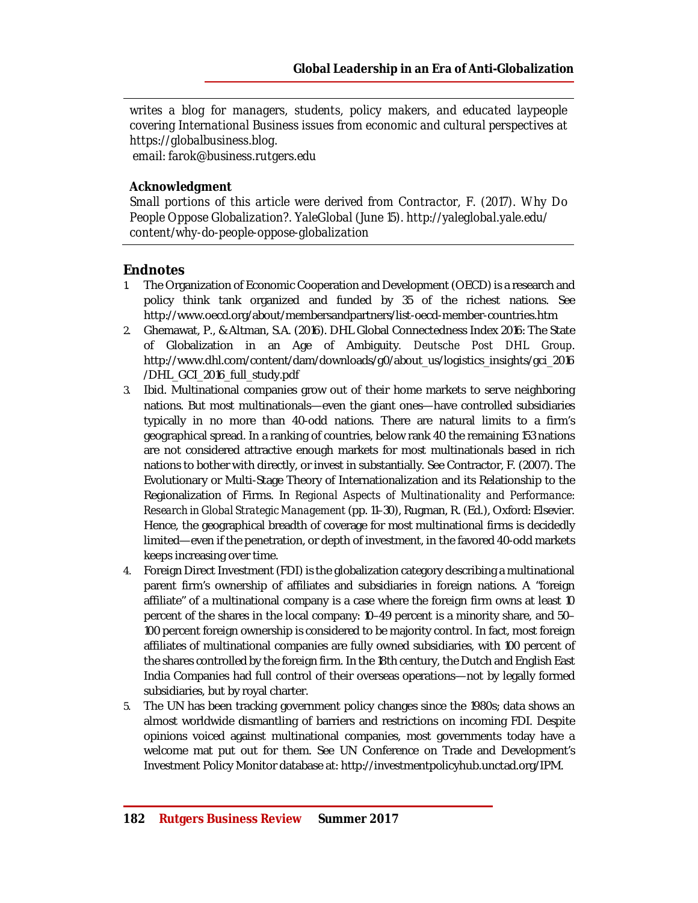writes a blog for managers, students, policy makers, and educated laypeople covering International Business issues from economic and cultural perspectives at https://globalbusiness.blog.

email: farok@business.rutgers.edu

**Acknowledgment**

*Small portions of this article were derived from Contractor, F. (2017). Why Do People Oppose Globalization?. YaleGlobal (June 15). http://yaleglobal.yale.edu/content/why-do-people-oppose-globalization*

## Endnotes

1. The Organization of Economic Cooperation and Development (OECD) is a research and policy think tank organized and funded by 35 of the richest nations. See http://www.oecd.org/about/membersandpartners/list-oecd-member-countries.htm
2. Ghemawat, P., & Altman, S.A. (2016). DHL Global Connectedness Index 2016: The State of Globalization in an Age of Ambiguity. *Deutsche Post DHL Group*. http://www.dhl.com/content/dam/downloads/g0/about_us/logistics_insights/gci_2016/DHL_GCI_2016_full_study.pdf
3. Ibid. Multinational companies grow out of their home markets to serve neighboring nations. But most multinationals—even the giant ones—have controlled subsidiaries typically in no more than 40-odd nations. There are natural limits to a firm's geographical spread. In a ranking of countries, below rank 40 the remaining 153 nations are not considered attractive enough markets for most multinationals based in rich nations to bother with directly, or invest in substantially. See Contractor, F. (2007). The Evolutionary or Multi-Stage Theory of Internationalization and its Relationship to the Regionalization of Firms. In *Regional Aspects of Multinationality and Performance: Research in Global Strategic Management* (pp. 11–30), Rugman, R. (Ed.), Oxford: Elsevier. Hence, the geographical breadth of coverage for most multinational firms is decidedly limited—even if the penetration, or depth of investment, in the favored 40-odd markets keeps increasing over time.
4. Foreign Direct Investment (FDI) is the globalization category describing a multinational parent firm's ownership of affiliates and subsidiaries in foreign nations. A "foreign affiliate" of a multinational company is a case where the foreign firm owns at least 10 percent of the shares in the local company: 10–49 percent is a minority share, and 50–100 percent foreign ownership is considered to be majority control. In fact, most foreign affiliates of multinational companies are fully owned subsidiaries, with 100 percent of the shares controlled by the foreign firm. In the 18th century, the Dutch and English East India Companies had full control of their overseas operations—not by legally formed subsidiaries, but by royal charter.
5. The UN has been tracking government policy changes since the 1980s; data shows an almost worldwide dismantling of barriers and restrictions on incoming FDI. Despite opinions voiced against multinational companies, most governments today have a welcome mat put out for them. See UN Conference on Trade and Development's Investment Policy Monitor database at: http://investmentpolicyhub.unctad.org/IPM.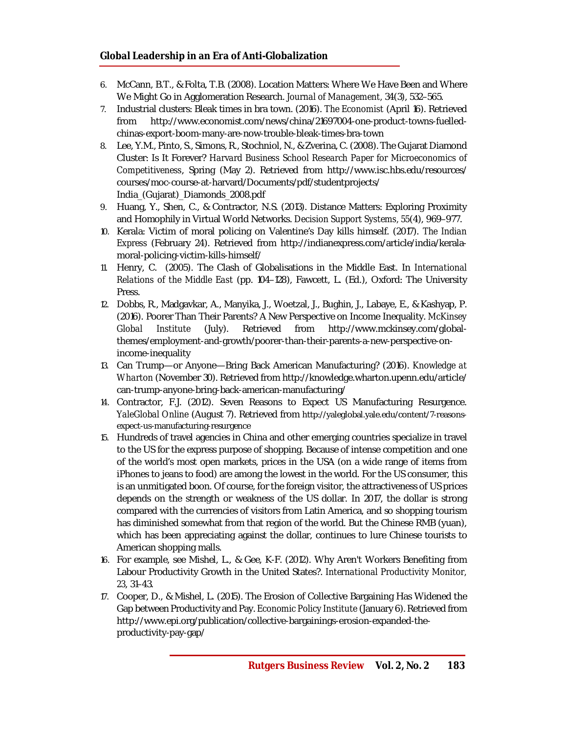6. McCann, B.T., & Folta, T.B. (2008). Location Matters: Where We Have Been and Where We Might Go in Agglomeration Research. *Journal of Management*, 34(3), 532–565.
7. Industrial clusters: Bleak times in bra town. (2016). *The Economist* (April 16). Retrieved from http://www.economist.com/news/china/21697004-one-product-towns-fuelled-chinas-export-boom-many-are-now-trouble-bleak-times-bra-town
8. Lee, Y.M., Pinto, S., Simons, R., Stochniol, N., & Zverina, C. (2008). The Gujarat Diamond Cluster: Is It Forever? *Harvard Business School Research Paper for Microeconomics of Competitiveness*, Spring (May 2). Retrieved from http://www.isc.hbs.edu/resources/courses/moc-course-at-harvard/Documents/pdf/studentprojects/India_(Gujarat)_Diamonds_2008.pdf
9. Huang, Y., Shen, C., & Contractor, N.S. (2013). Distance Matters: Exploring Proximity and Homophily in Virtual World Networks. *Decision Support Systems*, *55*(4), 969–977.
10. Kerala: Victim of moral policing on Valentine's Day kills himself. (2017). *The Indian Express* (February 24). Retrieved from http://indianexpress.com/article/india/kerala-moral-policing-victim-kills-himself/
11. Henry, C. (2005). The Clash of Globalisations in the Middle East. In *International Relations of the Middle East* (pp. 104–128), Fawcett, L. (Ed.), Oxford: The University Press.
12. Dobbs, R., Madgavkar, A., Manyika, J., Woetzal, J., Bughin, J., Labaye, E., & Kashyap, P. (2016). Poorer Than Their Parents? A New Perspective on Income Inequality. *McKinsey Global Institute* (July). Retrieved from http://www.mckinsey.com/global-themes/employment-and-growth/poorer-than-their-parents-a-new-perspective-on-income-inequality
13. Can Trump—or Anyone—Bring Back American Manufacturing? (2016). *Knowledge at Wharton* (November 30). Retrieved from http://knowledge.wharton.upenn.edu/article/can-trump-anyone-bring-back-american-manufacturing/
14. Contractor, F.J. (2012). Seven Reasons to Expect US Manufacturing Resurgence. *YaleGlobal Online* (August 7). Retrieved from http://yaleglobal.yale.edu/content/7-reasons-expect-us-manufacturing-resurgence
15. Hundreds of travel agencies in China and other emerging countries specialize in travel to the US for the express purpose of shopping. Because of intense competition and one of the world's most open markets, prices in the USA (on a wide range of items from iPhones to jeans to food) are among the lowest in the world. For the US consumer, this is an unmitigated boon. Of course, for the foreign visitor, the attractiveness of US prices depends on the strength or weakness of the US dollar. In 2017, the dollar is strong compared with the currencies of visitors from Latin America, and so shopping tourism has diminished somewhat from that region of the world. But the Chinese RMB (yuan), which has been appreciating against the dollar, continues to lure Chinese tourists to American shopping malls.
16. For example, see Mishel, L., & Gee, K-F. (2012). Why Aren't Workers Benefiting from Labour Productivity Growth in the United States?. *International Productivity Monitor*, *23*, 31–43.
17. Cooper, D., & Mishel, L. (2015). The Erosion of Collective Bargaining Has Widened the Gap between Productivity and Pay. *Economic Policy Institute* (January 6). Retrieved from http://www.epi.org/publication/collective-bargainings-erosion-expanded-the-productivity-pay-gap/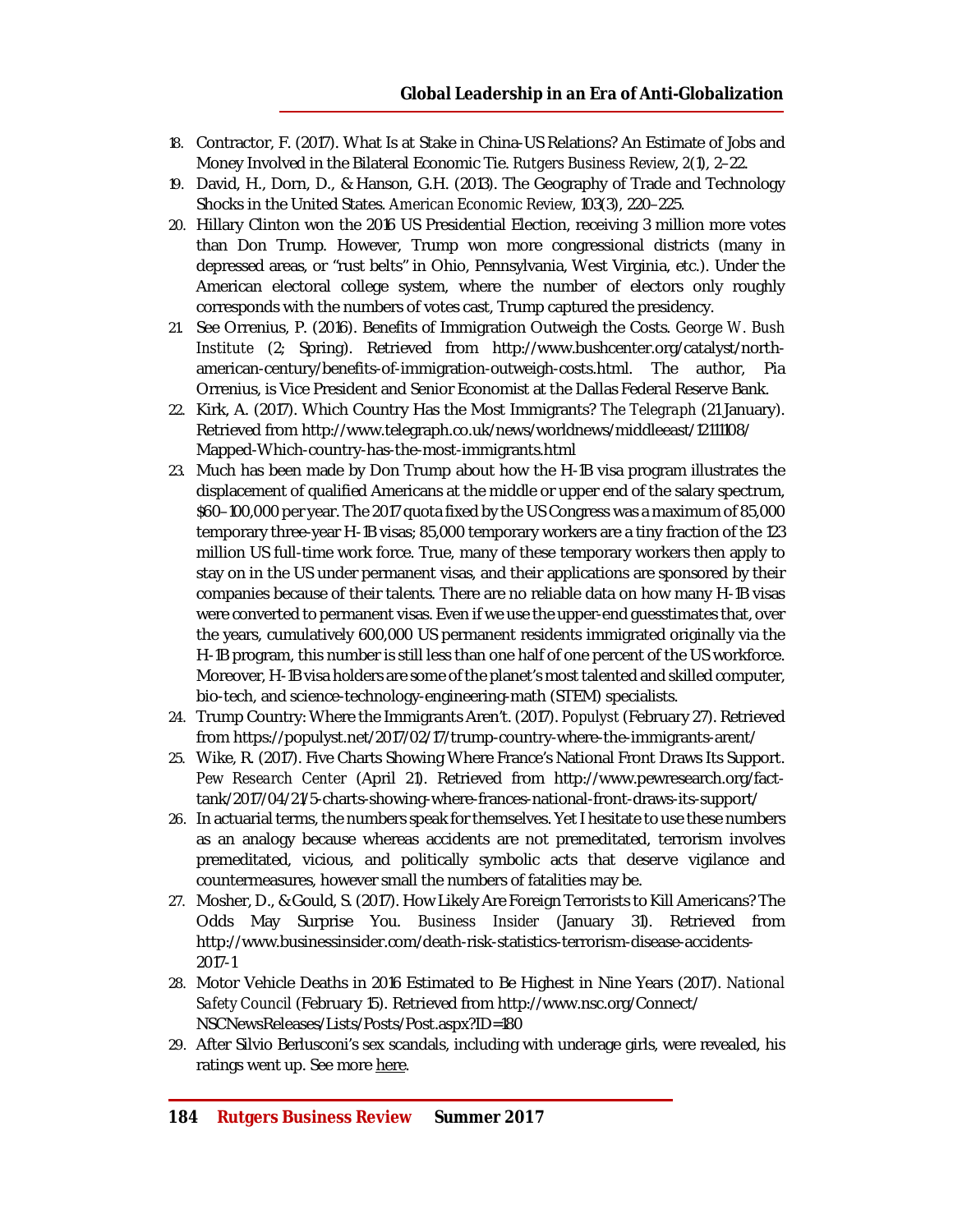18. Contractor, F. (2017). What Is at Stake in China-US Relations? An Estimate of Jobs and Money Involved in the Bilateral Economic Tie. *Rutgers Business Review*, *2*(1), 2–22.
19. David, H., Dorn, D., & Hanson, G.H. (2013). The Geography of Trade and Technology Shocks in the United States. *American Economic Review*, 103(3), 220–225.
20. Hillary Clinton won the 2016 US Presidential Election, receiving 3 million more votes than Don Trump. However, Trump won more congressional districts (many in depressed areas, or "rust belts" in Ohio, Pennsylvania, West Virginia, etc.). Under the American electoral college system, where the number of electors only roughly corresponds with the numbers of votes cast, Trump captured the presidency.
21. See Orrenius, P. (2016). Benefits of Immigration Outweigh the Costs. *George W. Bush Institute* (2; Spring). Retrieved from http://www.bushcenter.org/catalyst/north-american-century/benefits-of-immigration-outweigh-costs.html. The author, Pia Orrenius, is Vice President and Senior Economist at the Dallas Federal Reserve Bank.
22. Kirk, A. (2017). Which Country Has the Most Immigrants? *The Telegraph* (21 January). Retrieved from http://www.telegraph.co.uk/news/worldnews/middleeast/12111108/Mapped-Which-country-has-the-most-immigrants.html
23. Much has been made by Don Trump about how the H-1B visa program illustrates the displacement of qualified Americans at the middle or upper end of the salary spectrum, $60–100,000 per year. The 2017 quota fixed by the US Congress was a maximum of 85,000 temporary three-year H-1B visas; 85,000 temporary workers are a tiny fraction of the 123 million US full-time work force. True, many of these temporary workers then apply to stay on in the US under permanent visas, and their applications are sponsored by their companies because of their talents. There are no reliable data on how many H-1B visas were converted to permanent visas. Even if we use the upper-end guesstimates that, over the years, cumulatively 600,000 US permanent residents immigrated originally via the H-1B program, this number is still less than one half of one percent of the US workforce. Moreover, H-1B visa holders are some of the planet's most talented and skilled computer, bio-tech, and science-technology-engineering-math (STEM) specialists.
24. Trump Country: Where the Immigrants Aren't. (2017). *Populyst* (February 27). Retrieved from https://populyst.net/2017/02/17/trump-country-where-the-immigrants-arent/
25. Wike, R. (2017). Five Charts Showing Where France's National Front Draws Its Support. *Pew Research Center* (April 21). Retrieved from http://www.pewresearch.org/fact-tank/2017/04/21/5-charts-showing-where-frances-national-front-draws-its-support/
26. In actuarial terms, the numbers speak for themselves. Yet I hesitate to use these numbers as an analogy because whereas accidents are not premeditated, terrorism involves premeditated, vicious, and politically symbolic acts that deserve vigilance and countermeasures, however small the numbers of fatalities may be.
27. Mosher, D., & Gould, S. (2017). How Likely Are Foreign Terrorists to Kill Americans? The Odds May Surprise You. *Business Insider* (January 31). Retrieved from http://www.businessinsider.com/death-risk-statistics-terrorism-disease-accidents-2017-1
28. Motor Vehicle Deaths in 2016 Estimated to Be Highest in Nine Years (2017). *National Safety Council* (February 15). Retrieved from http://www.nsc.org/Connect/NSCNewsReleases/Lists/Posts/Post.aspx?ID=180
29. After Silvio Berlusconi's sex scandals, including with underage girls, were revealed, his ratings went up. See more here.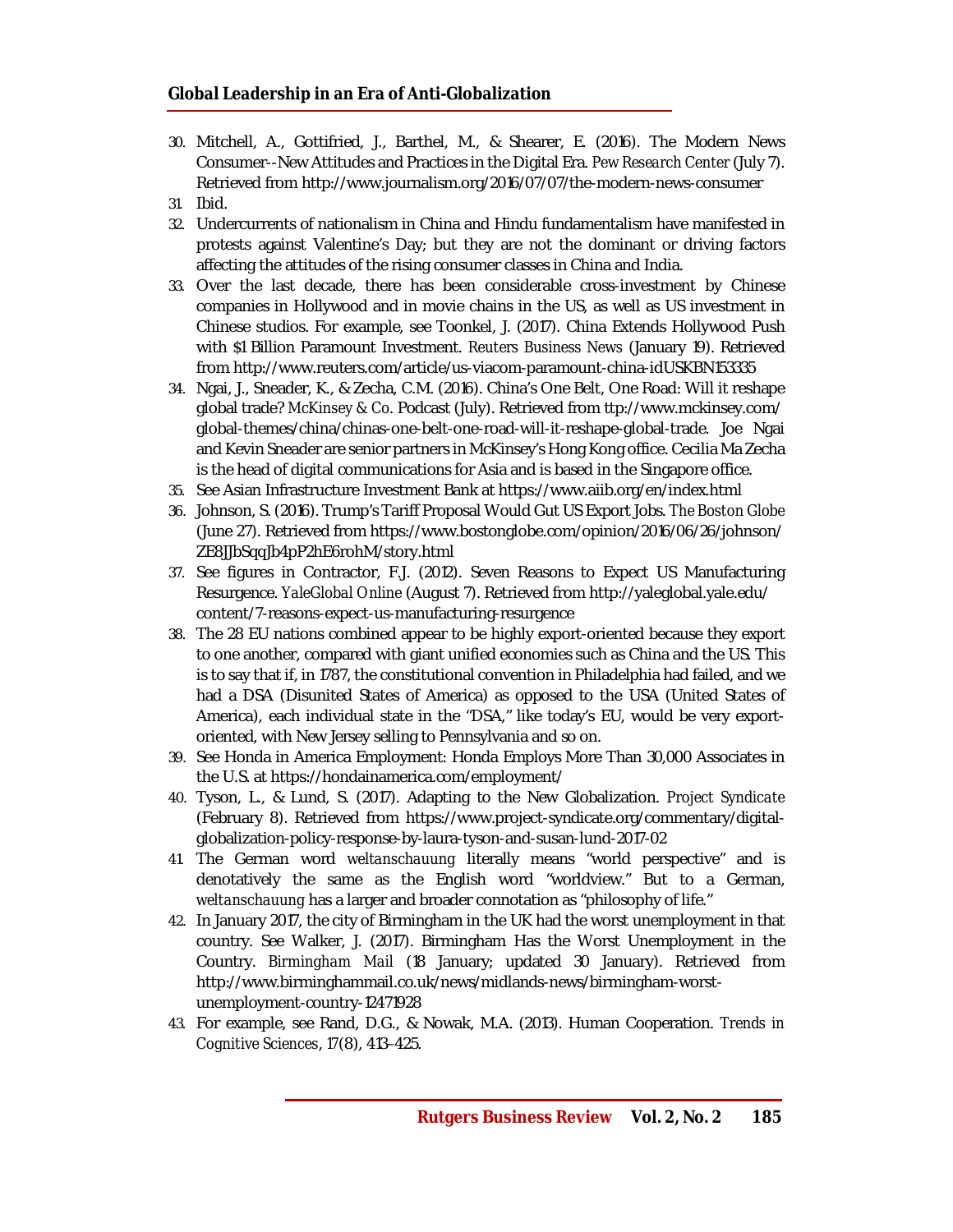30. Mitchell, A., Gottifried, J., Barthel, M., & Shearer, E. (2016). The Modern News Consumer--New Attitudes and Practices in the Digital Era. *Pew Research Center* (July 7). Retrieved from http://www.journalism.org/2016/07/07/the-modern-news-consumer
31. Ibid.
32. Undercurrents of nationalism in China and Hindu fundamentalism have manifested in protests against Valentine's Day; but they are not the dominant or driving factors affecting the attitudes of the rising consumer classes in China and India.
33. Over the last decade, there has been considerable cross-investment by Chinese companies in Hollywood and in movie chains in the US, as well as US investment in Chinese studios. For example, see Toonkel, J. (2017). China Extends Hollywood Push with $1 Billion Paramount Investment. *Reuters Business News* (January 19). Retrieved from http://www.reuters.com/article/us-viacom-paramount-china-idUSKBN153335
34. Ngai, J., Sneader, K., & Zecha, C.M. (2016). China's One Belt, One Road: Will it reshape global trade? *McKinsey & Co.* Podcast (July). Retrieved from ttp://www.mckinsey.com/global-themes/china/chinas-one-belt-one-road-will-it-reshape-global-trade. Joe Ngai and Kevin Sneader are senior partners in McKinsey's Hong Kong office. Cecilia Ma Zecha is the head of digital communications for Asia and is based in the Singapore office.
35. See Asian Infrastructure Investment Bank at https://www.aiib.org/en/index.html
36. Johnson, S. (2016). Trump's Tariff Proposal Would Gut US Export Jobs. *The Boston Globe* (June 27). Retrieved from https://www.bostonglobe.com/opinion/2016/06/26/johnson/ZE8JJbSqqJb4pP2hE6rohM/story.html
37. See figures in Contractor, F.J. (2012). Seven Reasons to Expect US Manufacturing Resurgence. *YaleGlobal Online* (August 7). Retrieved from http://yaleglobal.yale.edu/content/7-reasons-expect-us-manufacturing-resurgence
38. The 28 EU nations combined appear to be highly export-oriented because they export to one another, compared with giant unified economies such as China and the US. This is to say that if, in 1787, the constitutional convention in Philadelphia had failed, and we had a DSA (Disunited States of America) as opposed to the USA (United States of America), each individual state in the "DSA," like today's EU, would be very export-oriented, with New Jersey selling to Pennsylvania and so on.
39. See Honda in America Employment: Honda Employs More Than 30,000 Associates in the U.S. at https://hondainamerica.com/employment/
40. Tyson, L., & Lund, S. (2017). Adapting to the New Globalization. *Project Syndicate* (February 8). Retrieved from https://www.project-syndicate.org/commentary/digital-globalization-policy-response-by-laura-tyson-and-susan-lund-2017-02
41. The German word *weltanschauung* literally means "world perspective" and is denotatively the same as the English word "worldview." But to a German, *weltanschauung* has a larger and broader connotation as "philosophy of life."
42. In January 2017, the city of Birmingham in the UK had the worst unemployment in that country. See Walker, J. (2017). Birmingham Has the Worst Unemployment in the Country. *Birmingham Mail* (18 January; updated 30 January). Retrieved from http://www.birminghammail.co.uk/news/midlands-news/birmingham-worst-unemployment-country-12471928
43. For example, see Rand, D.G., & Nowak, M.A. (2013). Human Cooperation. *Trends in Cognitive Sciences*, 17(8), 413–425.